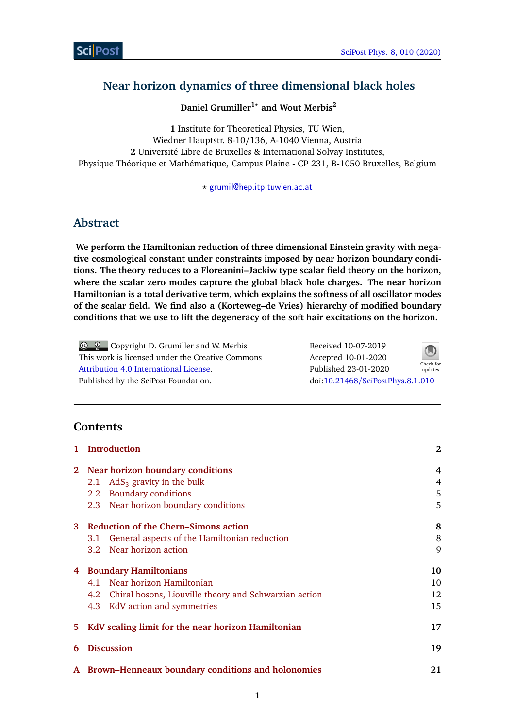# Near horizon dynamics of three dimensional black holes

**Daniel Grumiller[1⋆] and Wout Merbis[2]**

**1** Institute for Theoretical Physics, TU Wien,
Wiedner Hauptstr. 8-10/136, A-1040 Vienna, Austria
**2** Université Libre de Bruxelles & International Solvay Institutes,
Physique Théorique et Mathématique, Campus Plaine - CP 231, B-1050 Bruxelles, Belgium

⋆ grumil@hep.itp.tuwien.ac.at

## Abstract

**We perform the Hamiltonian reduction of three dimensional Einstein gravity with negative cosmological constant under constraints imposed by near horizon boundary conditions. The theory reduces to a Floreanini–Jackiw type scalar field theory on the horizon, where the scalar zero modes capture the global black hole charges. The near horizon Hamiltonian is a total derivative term, which explains the softness of all oscillator modes of the scalar field. We find also a (Korteweg–de Vries) hierarchy of modified boundary conditions that we use to lift the degeneracy of the soft hair excitations on the horizon.**

Copyright D. Grumiller and W. Merbis
This work is licensed under the Creative Commons Attribution 4.0 International License.
Published by the SciPost Foundation.

Received 10-07-2019
Accepted 10-01-2020
Published 23-01-2020
doi:10.21468/SciPostPhys.8.1.010

## Contents

| | | |
|---|---|---|
| **1** | **Introduction** | **2** |
| **2** | **Near horizon boundary conditions** | **4** |
| 2.1 | $AdS_3$ gravity in the bulk | 4 |
| 2.2 | Boundary conditions | 5 |
| 2.3 | Near horizon boundary conditions | 5 |
| **3** | **Reduction of the Chern–Simons action** | **8** |
| 3.1 | General aspects of the Hamiltonian reduction | 8 |
| 3.2 | Near horizon action | 9 |
| **4** | **Boundary Hamiltonians** | **10** |
| 4.1 | Near horizon Hamiltonian | 10 |
| 4.2 | Chiral bosons, Liouville theory and Schwarzian action | 12 |
| 4.3 | KdV action and symmetries | 15 |
| **5** | **KdV scaling limit for the near horizon Hamiltonian** | **17** |
| **6** | **Discussion** | **19** |
| **A** | **Brown–Henneaux boundary conditions and holonomies** | **21** |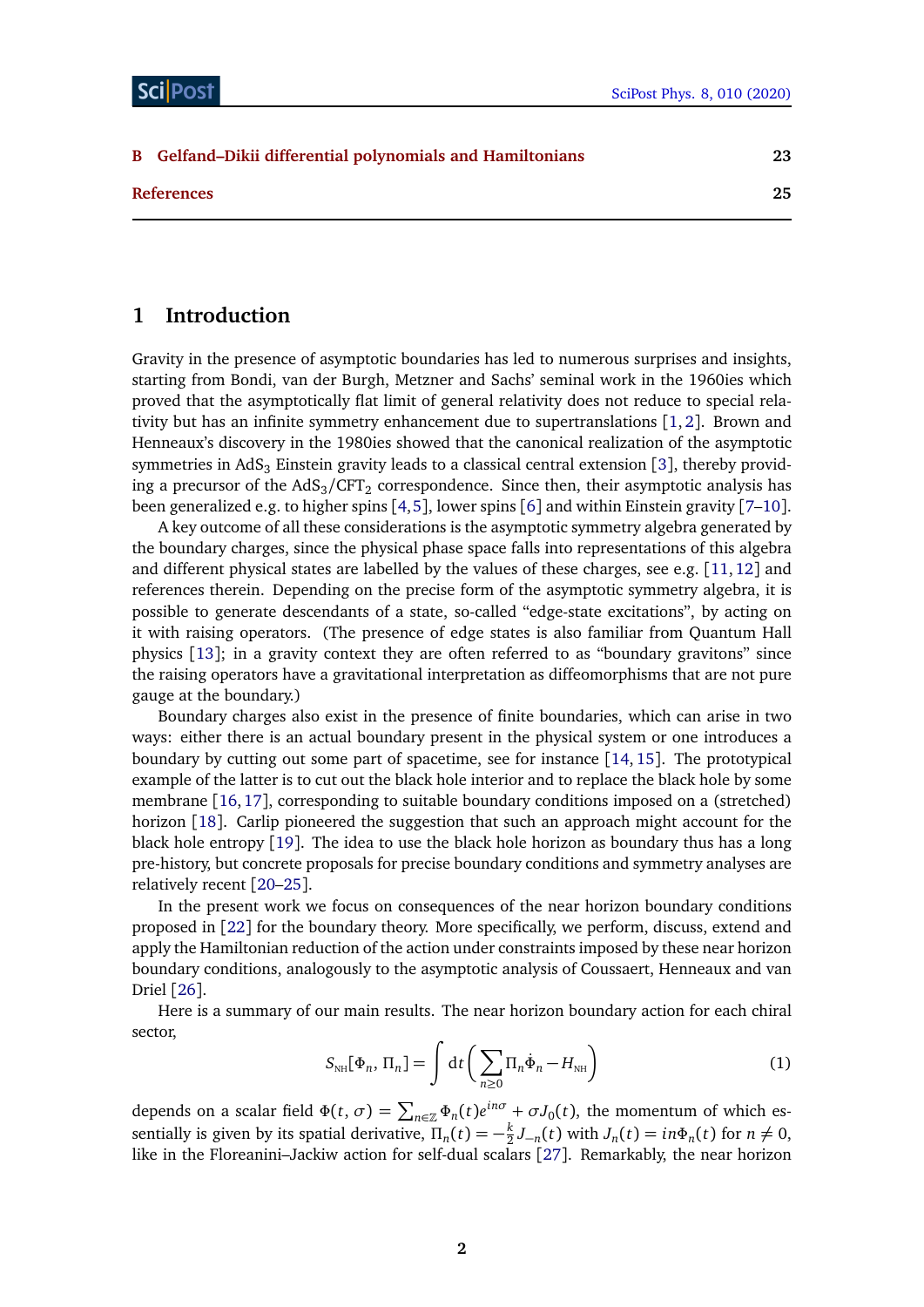| B Gelfand–Dikii differential polynomials and Hamiltonians | 23 |
|---|---|
| References | 25 |

## 1 Introduction

Gravity in the presence of asymptotic boundaries has led to numerous surprises and insights, starting from Bondi, van der Burgh, Metzner and Sachs' seminal work in the 1960ies which proved that the asymptotically flat limit of general relativity does not reduce to special relativity but has an infinite symmetry enhancement due to supertranslations [1, 2]. Brown and Henneaux's discovery in the 1980ies showed that the canonical realization of the asymptotic symmetries in $AdS_3$ Einstein gravity leads to a classical central extension [3], thereby providing a precursor of the $AdS_3/CFT_2$ correspondence. Since then, their asymptotic analysis has been generalized e.g. to higher spins [4, 5], lower spins [6] and within Einstein gravity [7–10].

A key outcome of all these considerations is the asymptotic symmetry algebra generated by the boundary charges, since the physical phase space falls into representations of this algebra and different physical states are labelled by the values of these charges, see e.g. [11, 12] and references therein. Depending on the precise form of the asymptotic symmetry algebra, it is possible to generate descendants of a state, so-called "edge-state excitations", by acting on it with raising operators. (The presence of edge states is also familiar from Quantum Hall physics [13]; in a gravity context they are often referred to as "boundary gravitons" since the raising operators have a gravitational interpretation as diffeomorphisms that are not pure gauge at the boundary.)

Boundary charges also exist in the presence of finite boundaries, which can arise in two ways: either there is an actual boundary present in the physical system or one introduces a boundary by cutting out some part of spacetime, see for instance [14, 15]. The prototypical example of the latter is to cut out the black hole interior and to replace the black hole by some membrane [16, 17], corresponding to suitable boundary conditions imposed on a (stretched) horizon [18]. Carlip pioneered the suggestion that such an approach might account for the black hole entropy [19]. The idea to use the black hole horizon as boundary thus has a long pre-history, but concrete proposals for precise boundary conditions and symmetry analyses are relatively recent [20–25].

In the present work we focus on consequences of the near horizon boundary conditions proposed in [22] for the boundary theory. More specifically, we perform, discuss, extend and apply the Hamiltonian reduction of the action under constraints imposed by these near horizon boundary conditions, analogously to the asymptotic analysis of Coussaert, Henneaux and van Driel [26].

Here is a summary of our main results. The near horizon boundary action for each chiral sector,

$$S_{\text{NH}}[\Phi_n, \Pi_n] = \int \mathrm{d}t \left( \sum_{n\geq 0} \Pi_n \dot{\Phi}_n - H_{\text{NH}} \right) \tag{1}$$

depends on a scalar field $\Phi(t, \sigma) = \sum_{n\in\mathbb{Z}} \Phi_n(t) e^{in\sigma} + \sigma J_0(t)$, the momentum of which essentially is given by its spatial derivative, $\Pi_n(t) = -\frac{k}{2} J_{-n}(t)$ with $J_n(t) = in\Phi_n(t)$ for $n \neq 0$, like in the Floreanini–Jackiw action for self-dual scalars [27]. Remarkably, the near horizon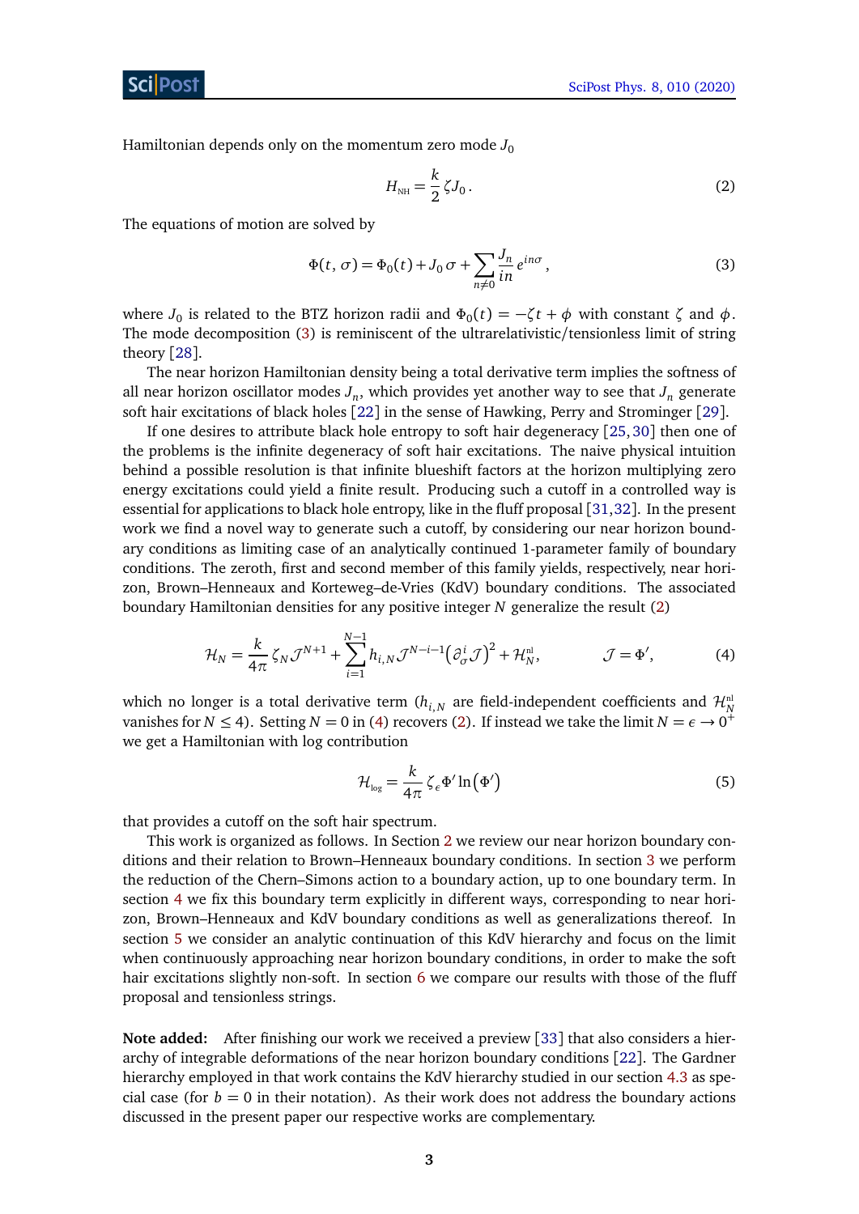Hamiltonian depends only on the momentum zero mode $J_0$

$$H_{\text{NH}} = \frac{k}{2}\,\zeta J_0\,. \tag{2}$$

The equations of motion are solved by

$$\Phi(t,\sigma) = \Phi_0(t) + J_0\,\sigma + \sum_{n\neq 0} \frac{J_n}{in}\,e^{in\sigma}\,, \tag{3}$$

where $J_0$ is related to the BTZ horizon radii and $\Phi_0(t) = -\zeta t + \phi$ with constant $\zeta$ and $\phi$. The mode decomposition (3) is reminiscent of the ultrarelativistic/tensionless limit of string theory [28].

The near horizon Hamiltonian density being a total derivative term implies the softness of all near horizon oscillator modes $J_n$, which provides yet another way to see that $J_n$ generate soft hair excitations of black holes [22] in the sense of Hawking, Perry and Strominger [29].

If one desires to attribute black hole entropy to soft hair degeneracy [25, 30] then one of the problems is the infinite degeneracy of soft hair excitations. The naive physical intuition behind a possible resolution is that infinite blueshift factors at the horizon multiplying zero energy excitations could yield a finite result. Producing such a cutoff in a controlled way is essential for applications to black hole entropy, like in the fluff proposal [31, 32]. In the present work we find a novel way to generate such a cutoff, by considering our near horizon boundary conditions as limiting case of an analytically continued 1-parameter family of boundary conditions. The zeroth, first and second member of this family yields, respectively, near horizon, Brown–Henneaux and Korteweg–de-Vries (KdV) boundary conditions. The associated boundary Hamiltonian densities for any positive integer $N$ generalize the result (2)

$$\mathcal{H}_N = \frac{k}{4\pi}\,\zeta_N\,\mathcal{J}^{N+1} + \sum_{i=1}^{N-1} h_{i,N}\,\mathcal{J}^{N-i-1}\big(\partial_\sigma^i \mathcal{J}\big)^2 + \mathcal{H}_N^{\text{nl}}, \qquad\qquad \mathcal{J} = \Phi', \tag{4}$$

which no longer is a total derivative term ($h_{i,N}$ are field-independent coefficients and $\mathcal{H}_N^{\text{nl}}$ vanishes for $N \leq 4$). Setting $N = 0$ in (4) recovers (2). If instead we take the limit $N = \epsilon \to 0^+$ we get a Hamiltonian with log contribution

$$\mathcal{H}_{\text{log}} = \frac{k}{4\pi}\,\zeta_\epsilon\,\Phi'\ln\big(\Phi'\big) \tag{5}$$

that provides a cutoff on the soft hair spectrum.

This work is organized as follows. In Section 2 we review our near horizon boundary conditions and their relation to Brown–Henneaux boundary conditions. In section 3 we perform the reduction of the Chern–Simons action to a boundary action, up to one boundary term. In section 4 we fix this boundary term explicitly in different ways, corresponding to near horizon, Brown–Henneaux and KdV boundary conditions as well as generalizations thereof. In section 5 we consider an analytic continuation of this KdV hierarchy and focus on the limit when continuously approaching near horizon boundary conditions, in order to make the soft hair excitations slightly non-soft. In section 6 we compare our results with those of the fluff proposal and tensionless strings.

**Note added:** After finishing our work we received a preview [33] that also considers a hierarchy of integrable deformations of the near horizon boundary conditions [22]. The Gardner hierarchy employed in that work contains the KdV hierarchy studied in our section 4.3 as special case (for $b = 0$ in their notation). As their work does not address the boundary actions discussed in the present paper our respective works are complementary.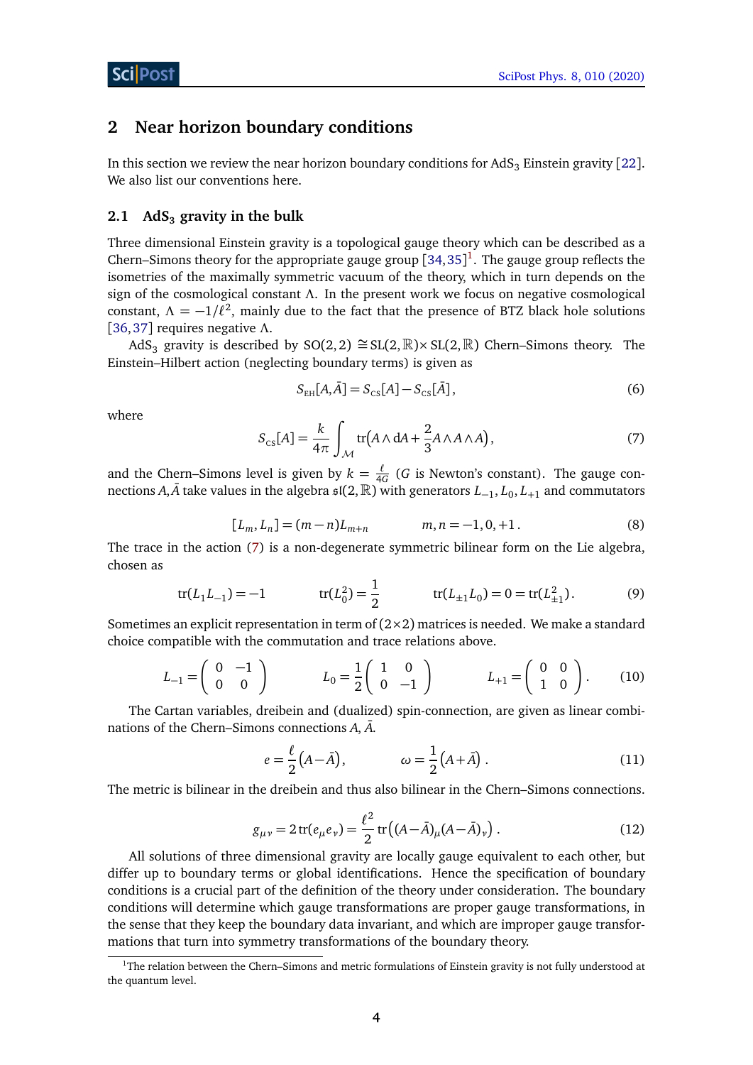## 2 Near horizon boundary conditions

In this section we review the near horizon boundary conditions for $\mathrm{AdS}_3$ Einstein gravity [22]. We also list our conventions here.

### 2.1 $\mathrm{AdS}_3$ gravity in the bulk

Three dimensional Einstein gravity is a topological gauge theory which can be described as a Chern–Simons theory for the appropriate gauge group [34,35][1]. The gauge group reflects the isometries of the maximally symmetric vacuum of the theory, which in turn depends on the sign of the cosmological constant $\Lambda$. In the present work we focus on negative cosmological constant, $\Lambda = -1/\ell^2$, mainly due to the fact that the presence of BTZ black hole solutions [36,37] requires negative $\Lambda$.

$\mathrm{AdS}_3$ gravity is described by $\mathrm{SO}(2,2) \cong \mathrm{SL}(2,\mathbb{R}) \times \mathrm{SL}(2,\mathbb{R})$ Chern–Simons theory. The Einstein–Hilbert action (neglecting boundary terms) is given as

$$S_{\text{EH}}[A,\bar{A}] = S_{\text{CS}}[A] - S_{\text{CS}}[\bar{A}]\,, \tag{6}$$

where

$$S_{\text{CS}}[A] = \frac{k}{4\pi}\int_{\mathcal{M}} \mathrm{tr}\big(A \wedge \mathrm{d}A + \frac{2}{3} A \wedge A \wedge A\big)\,, \tag{7}$$

and the Chern–Simons level is given by $k = \frac{\ell}{4G}$ ($G$ is Newton's constant). The gauge connections $A, \bar{A}$ take values in the algebra $\mathfrak{sl}(2,\mathbb{R})$ with generators $L_{-1}, L_0, L_{+1}$ and commutators

$$[L_m, L_n] = (m-n)L_{m+n} \qquad\qquad m,n = -1,0,+1\,. \tag{8}$$

The trace in the action (7) is a non-degenerate symmetric bilinear form on the Lie algebra, chosen as

$$\mathrm{tr}(L_1 L_{-1}) = -1 \qquad\qquad \mathrm{tr}(L_0^2) = \frac{1}{2} \qquad\qquad \mathrm{tr}(L_{\pm 1} L_0) = 0 = \mathrm{tr}(L_{\pm 1}^2)\,. \tag{9}$$

Sometimes an explicit representation in term of $(2\times 2)$ matrices is needed. We make a standard choice compatible with the commutation and trace relations above.

$$L_{-1} = \begin{pmatrix} 0 & -1 \\ 0 & 0 \end{pmatrix} \qquad\qquad L_0 = \frac{1}{2}\begin{pmatrix} 1 & 0 \\ 0 & -1 \end{pmatrix} \qquad\qquad L_{+1} = \begin{pmatrix} 0 & 0 \\ 1 & 0 \end{pmatrix}. \tag{10}$$

The Cartan variables, dreibein and (dualized) spin-connection, are given as linear combinations of the Chern–Simons connections $A$, $\bar{A}$.

$$e = \frac{\ell}{2}\big(A - \bar{A}\big)\,, \qquad\qquad \omega = \frac{1}{2}\big(A + \bar{A}\big)\,. \tag{11}$$

The metric is bilinear in the dreibein and thus also bilinear in the Chern–Simons connections.

$$g_{\mu\nu} = 2\,\mathrm{tr}(e_\mu e_\nu) = \frac{\ell^2}{2}\,\mathrm{tr}\big((A-\bar{A})_\mu (A-\bar{A})_\nu\big)\,. \tag{12}$$

All solutions of three dimensional gravity are locally gauge equivalent to each other, but differ up to boundary terms or global identifications. Hence the specification of boundary conditions is a crucial part of the definition of the theory under consideration. The boundary conditions will determine which gauge transformations are proper gauge transformations, in the sense that they keep the boundary data invariant, and which are improper gauge transformations that turn into symmetry transformations of the boundary theory.

[1] The relation between the Chern–Simons and metric formulations of Einstein gravity is not fully understood at the quantum level.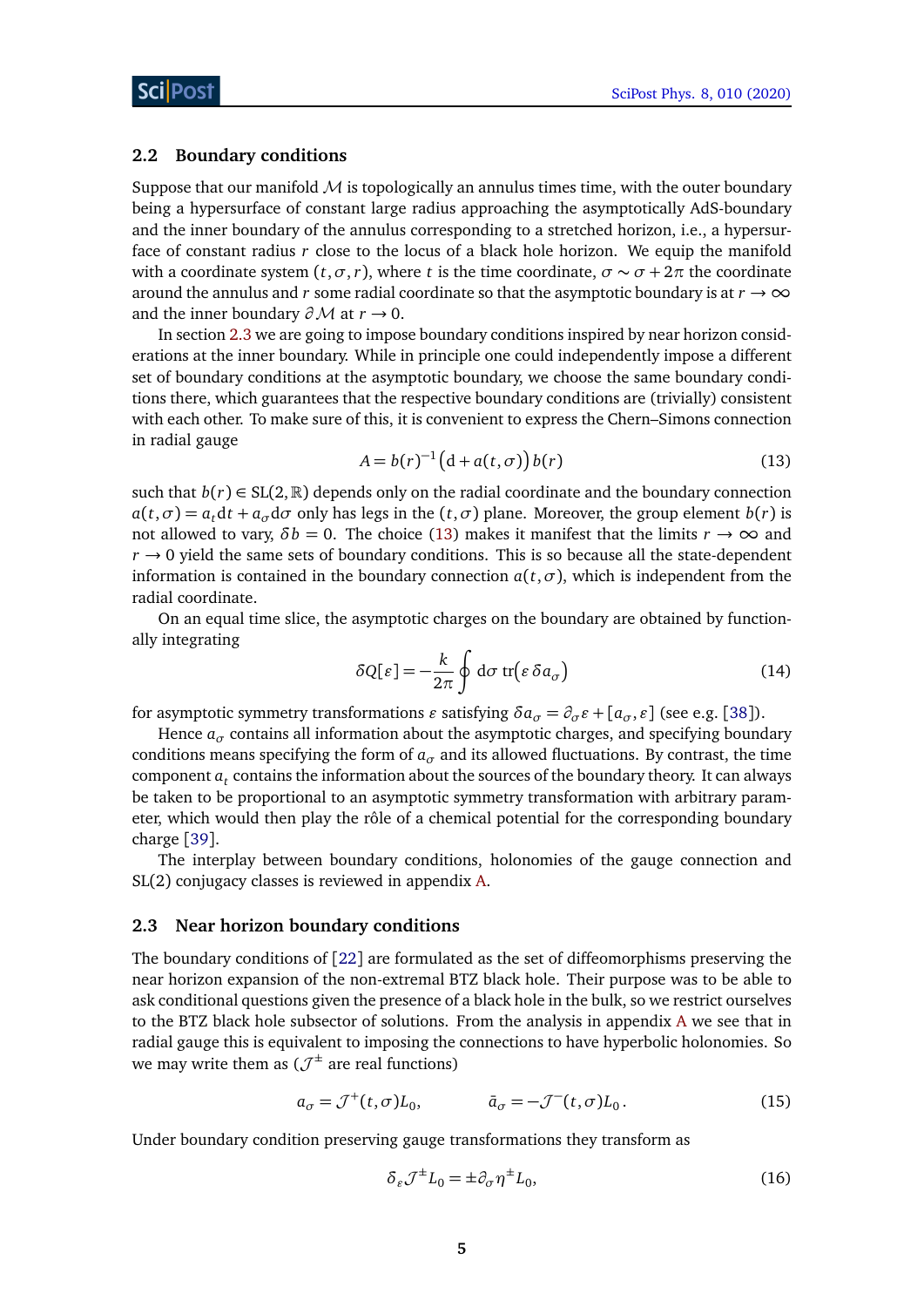### 2.2 Boundary conditions

Suppose that our manifold $\mathcal{M}$ is topologically an annulus times time, with the outer boundary being a hypersurface of constant large radius approaching the asymptotically AdS-boundary and the inner boundary of the annulus corresponding to a stretched horizon, i.e., a hypersurface of constant radius $r$ close to the locus of a black hole horizon. We equip the manifold with a coordinate system $(t, \sigma, r)$, where $t$ is the time coordinate, $\sigma \sim \sigma + 2\pi$ the coordinate around the annulus and $r$ some radial coordinate so that the asymptotic boundary is at $r \to \infty$ and the inner boundary $\partial\mathcal{M}$ at $r \to 0$.

In section 2.3 we are going to impose boundary conditions inspired by near horizon considerations at the inner boundary. While in principle one could independently impose a different set of boundary conditions at the asymptotic boundary, we choose the same boundary conditions there, which guarantees that the respective boundary conditions are (trivially) consistent with each other. To make sure of this, it is convenient to express the Chern–Simons connection in radial gauge

$$A = b(r)^{-1}\big(\mathrm{d} + a(t,\sigma)\big)\, b(r) \tag{13}$$

such that $b(r) \in \mathrm{SL}(2,\mathbb{R})$ depends only on the radial coordinate and the boundary connection $a(t,\sigma) = a_t \mathrm{d}t + a_\sigma \mathrm{d}\sigma$ only has legs in the $(t,\sigma)$ plane. Moreover, the group element $b(r)$ is not allowed to vary, $\delta b = 0$. The choice (13) makes it manifest that the limits $r \to \infty$ and $r \to 0$ yield the same sets of boundary conditions. This is so because all the state-dependent information is contained in the boundary connection $a(t,\sigma)$, which is independent from the radial coordinate.

On an equal time slice, the asymptotic charges on the boundary are obtained by functionally integrating

$$\delta Q[\varepsilon] = -\frac{k}{2\pi}\oint \mathrm{d}\sigma\ \mathrm{tr}\big(\varepsilon\, \delta a_\sigma\big) \tag{14}$$

for asymptotic symmetry transformations $\varepsilon$ satisfying $\delta a_\sigma = \partial_\sigma \varepsilon + [a_\sigma, \varepsilon]$ (see e.g. [38]).

Hence $a_\sigma$ contains all information about the asymptotic charges, and specifying boundary conditions means specifying the form of $a_\sigma$ and its allowed fluctuations. By contrast, the time component $a_t$ contains the information about the sources of the boundary theory. It can always be taken to be proportional to an asymptotic symmetry transformation with arbitrary parameter, which would then play the rôle of a chemical potential for the corresponding boundary charge [39].

The interplay between boundary conditions, holonomies of the gauge connection and SL(2) conjugacy classes is reviewed in appendix A.

### 2.3 Near horizon boundary conditions

The boundary conditions of [22] are formulated as the set of diffeomorphisms preserving the near horizon expansion of the non-extremal BTZ black hole. Their purpose was to be able to ask conditional questions given the presence of a black hole in the bulk, so we restrict ourselves to the BTZ black hole subsector of solutions. From the analysis in appendix A we see that in radial gauge this is equivalent to imposing the connections to have hyperbolic holonomies. So we may write them as ($\mathcal{J}^{\pm}$ are real functions)

$$a_\sigma = \mathcal{J}^{+}(t,\sigma) L_0, \qquad \bar{a}_\sigma = -\mathcal{J}^{-}(t,\sigma) L_0\,. \tag{15}$$

Under boundary condition preserving gauge transformations they transform as

$$\delta_\varepsilon \mathcal{J}^{\pm} L_0 = \pm \partial_\sigma \eta^{\pm} L_0, \tag{16}$$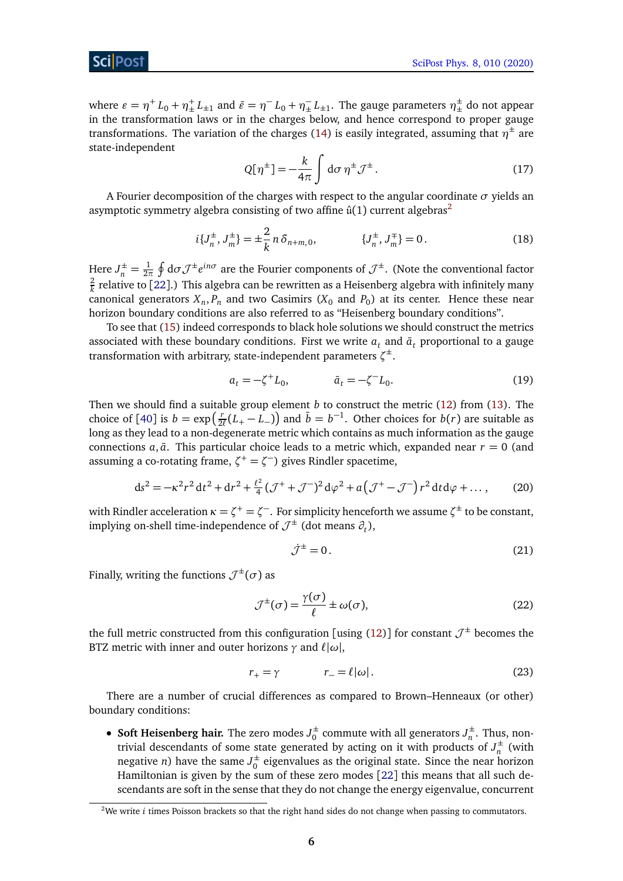where $\varepsilon = \eta^+ L_0 + \eta^+_\pm L_{\pm 1}$ and $\bar{\varepsilon} = \eta^- L_0 + \eta^-_\pm L_{\pm 1}$. The gauge parameters $\eta^\pm_\pm$ do not appear in the transformation laws or in the charges below, and hence correspond to proper gauge transformations. The variation of the charges (14) is easily integrated, assuming that $\eta^\pm$ are state-independent

$$Q[\eta^\pm] = -\frac{k}{4\pi}\int \mathrm{d}\sigma\, \eta^\pm \mathcal{J}^\pm \,. \tag{17}$$

A Fourier decomposition of the charges with respect to the angular coordinate $\sigma$ yields an asymptotic symmetry algebra consisting of two affine $\hat{\mathfrak{u}}(1)$ current algebras[2]

$$i\{J_n^\pm, J_m^\pm\} = \pm \frac{2}{k}\, n\, \delta_{n+m,0}, \qquad\qquad \{J_n^\pm, J_m^\mp\} = 0\,. \tag{18}$$

Here $J_n^\pm = \frac{1}{2\pi}\oint \mathrm{d}\sigma \mathcal{J}^\pm e^{in\sigma}$ are the Fourier components of $\mathcal{J}^\pm$. (Note the conventional factor $\frac{2}{k}$ relative to [22].) This algebra can be rewritten as a Heisenberg algebra with infinitely many canonical generators $X_n, P_n$ and two Casimirs ($X_0$ and $P_0$) at its center. Hence these near horizon boundary conditions are also referred to as "Heisenberg boundary conditions".

To see that (15) indeed corresponds to black hole solutions we should construct the metrics associated with these boundary conditions. First we write $a_t$ and $\bar{a}_t$ proportional to a gauge transformation with arbitrary, state-independent parameters $\zeta^\pm$.

$$a_t = -\zeta^+ L_0, \qquad\qquad \bar{a}_t = -\zeta^- L_0. \tag{19}$$

Then we should find a suitable group element $b$ to construct the metric (12) from (13). The choice of [40] is $b = \exp\big(\frac{r}{2\ell}(L_+ - L_-)\big)$ and $\bar{b} = b^{-1}$. Other choices for $b(r)$ are suitable as long as they lead to a non-degenerate metric which contains as much information as the gauge connections $a, \bar{a}$. This particular choice leads to a metric which, expanded near $r = 0$ (and assuming a co-rotating frame, $\zeta^+ = \zeta^-$) gives Rindler spacetime,

$$\mathrm{d}s^2 = -\kappa^2 r^2\, \mathrm{d}t^2 + \mathrm{d}r^2 + \tfrac{\ell^2}{4}\,(\mathcal{J}^+ + \mathcal{J}^-)^2\, \mathrm{d}\varphi^2 + a\big(\mathcal{J}^+ - \mathcal{J}^-\big)\, r^2\, \mathrm{d}t\, \mathrm{d}\varphi + \ldots\,, \tag{20}$$

with Rindler acceleration $\kappa = \zeta^+ = \zeta^-$. For simplicity henceforth we assume $\zeta^\pm$ to be constant, implying on-shell time-independence of $\mathcal{J}^\pm$ (dot means $\partial_t$),

$$\dot{\mathcal{J}}^\pm = 0\,. \tag{21}$$

Finally, writing the functions $\mathcal{J}^\pm(\sigma)$ as

$$\mathcal{J}^\pm(\sigma) = \frac{\gamma(\sigma)}{\ell} \pm \omega(\sigma), \tag{22}$$

the full metric constructed from this configuration [using (12)] for constant $\mathcal{J}^\pm$ becomes the BTZ metric with inner and outer horizons $\gamma$ and $\ell|\omega|$,

$$r_+ = \gamma \qquad\qquad r_- = \ell|\omega|\,. \tag{23}$$

There are a number of crucial differences as compared to Brown–Henneaux (or other) boundary conditions:

- **Soft Heisenberg hair.** The zero modes $J_0^\pm$ commute with all generators $J_n^\pm$. Thus, non-trivial descendants of some state generated by acting on it with products of $J_n^\pm$ (with negative $n$) have the same $J_0^\pm$ eigenvalues as the original state. Since the near horizon Hamiltonian is given by the sum of these zero modes [22] this means that all such descendants are soft in the sense that they do not change the energy eigenvalue, concurrent

[2] We write $i$ times Poisson brackets so that the right hand sides do not change when passing to commutators.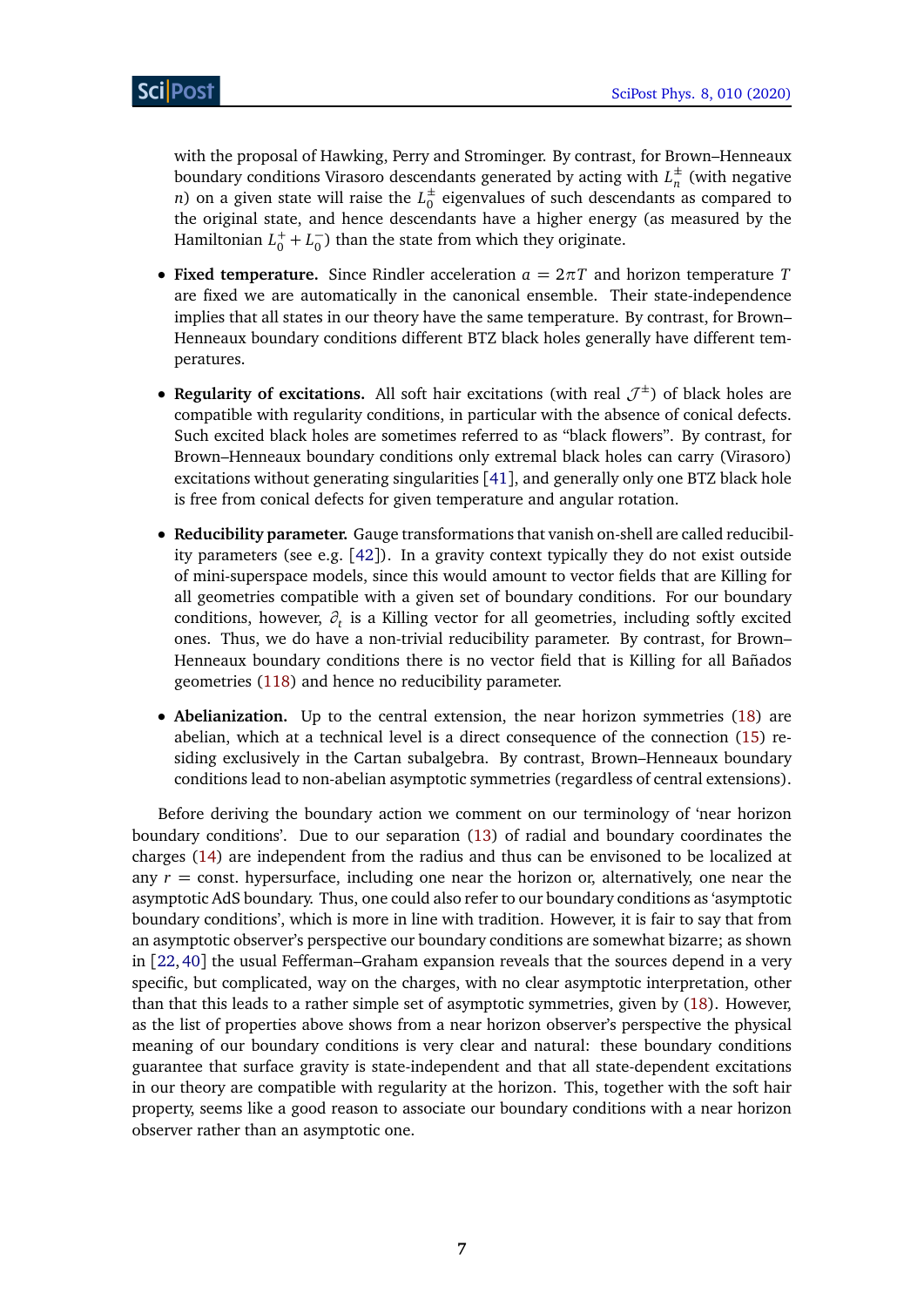with the proposal of Hawking, Perry and Strominger. By contrast, for Brown–Henneaux boundary conditions Virasoro descendants generated by acting with $L_n^\pm$ (with negative $n$) on a given state will raise the $L_0^\pm$ eigenvalues of such descendants as compared to the original state, and hence descendants have a higher energy (as measured by the Hamiltonian $L_0^+ + L_0^-$) than the state from which they originate.

- **Fixed temperature.** Since Rindler acceleration $a = 2\pi T$ and horizon temperature $T$ are fixed we are automatically in the canonical ensemble. Their state-independence implies that all states in our theory have the same temperature. By contrast, for Brown–Henneaux boundary conditions different BTZ black holes generally have different temperatures.

- **Regularity of excitations.** All soft hair excitations (with real $\mathcal{J}^\pm$) of black holes are compatible with regularity conditions, in particular with the absence of conical defects. Such excited black holes are sometimes referred to as "black flowers". By contrast, for Brown–Henneaux boundary conditions only extremal black holes can carry (Virasoro) excitations without generating singularities [41], and generally only one BTZ black hole is free from conical defects for given temperature and angular rotation.

- **Reducibility parameter.** Gauge transformations that vanish on-shell are called reducibility parameters (see e.g. [42]). In a gravity context typically they do not exist outside of mini-superspace models, since this would amount to vector fields that are Killing for all geometries compatible with a given set of boundary conditions. For our boundary conditions, however, $\partial_t$ is a Killing vector for all geometries, including softly excited ones. Thus, we do have a non-trivial reducibility parameter. By contrast, for Brown–Henneaux boundary conditions there is no vector field that is Killing for all Bañados geometries (118) and hence no reducibility parameter.

- **Abelianization.** Up to the central extension, the near horizon symmetries (18) are abelian, which at a technical level is a direct consequence of the connection (15) residing exclusively in the Cartan subalgebra. By contrast, Brown–Henneaux boundary conditions lead to non-abelian asymptotic symmetries (regardless of central extensions).

Before deriving the boundary action we comment on our terminology of 'near horizon boundary conditions'. Due to our separation (13) of radial and boundary coordinates the charges (14) are independent from the radius and thus can be envisoned to be localized at any $r =$ const. hypersurface, including one near the horizon or, alternatively, one near the asymptotic AdS boundary. Thus, one could also refer to our boundary conditions as 'asymptotic boundary conditions', which is more in line with tradition. However, it is fair to say that from an asymptotic observer's perspective our boundary conditions are somewhat bizarre; as shown in [22, 40] the usual Fefferman–Graham expansion reveals that the sources depend in a very specific, but complicated, way on the charges, with no clear asymptotic interpretation, other than that this leads to a rather simple set of asymptotic symmetries, given by (18). However, as the list of properties above shows from a near horizon observer's perspective the physical meaning of our boundary conditions is very clear and natural: these boundary conditions guarantee that surface gravity is state-independent and that all state-dependent excitations in our theory are compatible with regularity at the horizon. This, together with the soft hair property, seems like a good reason to associate our boundary conditions with a near horizon observer rather than an asymptotic one.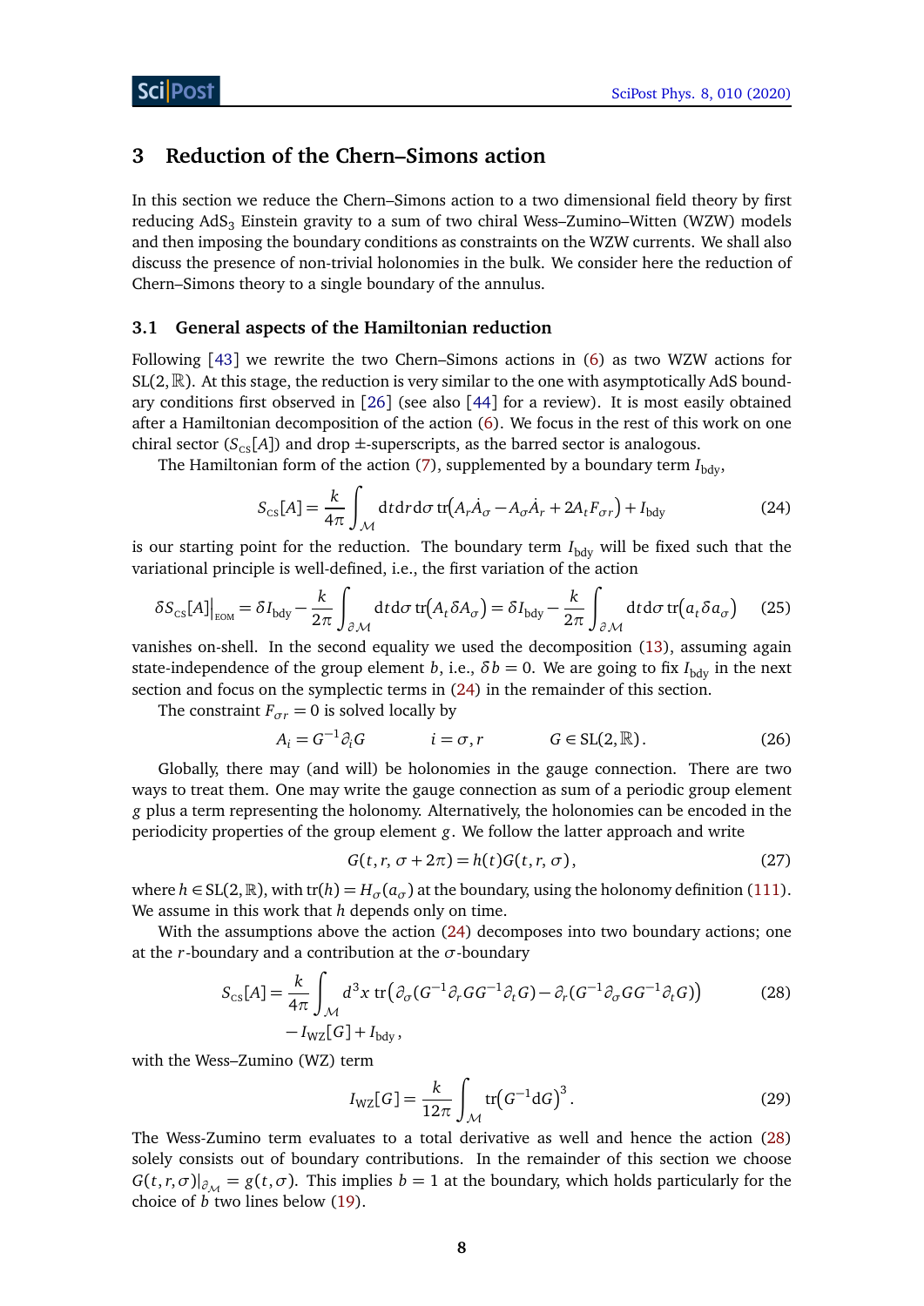## 3 Reduction of the Chern–Simons action

In this section we reduce the Chern–Simons action to a two dimensional field theory by first reducing AdS$_3$ Einstein gravity to a sum of two chiral Wess–Zumino–Witten (WZW) models and then imposing the boundary conditions as constraints on the WZW currents. We shall also discuss the presence of non-trivial holonomies in the bulk. We consider here the reduction of Chern–Simons theory to a single boundary of the annulus.

### 3.1 General aspects of the Hamiltonian reduction

Following [43] we rewrite the two Chern–Simons actions in (6) as two WZW actions for $\mathrm{SL}(2,\mathbb{R})$. At this stage, the reduction is very similar to the one with asymptotically AdS boundary conditions first observed in [26] (see also [44] for a review). It is most easily obtained after a Hamiltonian decomposition of the action (6). We focus in the rest of this work on one chiral sector ($S_{\text{CS}}[A]$) and drop $\pm$-superscripts, as the barred sector is analogous.

The Hamiltonian form of the action (7), supplemented by a boundary term $I_{\text{bdy}}$,

$$S_{\text{CS}}[A] = \frac{k}{4\pi}\int_{\mathcal{M}} \mathrm{d}t\mathrm{d}r\mathrm{d}\sigma\, \mathrm{tr}\big(A_r\dot{A}_\sigma - A_\sigma\dot{A}_r + 2A_t F_{\sigma r}\big) + I_{\text{bdy}} \tag{24}$$

is our starting point for the reduction. The boundary term $I_{\text{bdy}}$ will be fixed such that the variational principle is well-defined, i.e., the first variation of the action

$$\delta S_{\text{CS}}[A]\big|_{\text{EOM}} = \delta I_{\text{bdy}} - \frac{k}{2\pi}\int_{\partial\mathcal{M}} \mathrm{d}t\mathrm{d}\sigma\, \mathrm{tr}\big(A_t\delta A_\sigma\big) = \delta I_{\text{bdy}} - \frac{k}{2\pi}\int_{\partial\mathcal{M}} \mathrm{d}t\mathrm{d}\sigma\, \mathrm{tr}\big(a_t\delta a_\sigma\big) \tag{25}$$

vanishes on-shell. In the second equality we used the decomposition (13), assuming again state-independence of the group element $b$, i.e., $\delta b = 0$. We are going to fix $I_{\text{bdy}}$ in the next section and focus on the symplectic terms in (24) in the remainder of this section.

The constraint $F_{\sigma r} = 0$ is solved locally by

$$A_i = G^{-1}\partial_i G \qquad\qquad i = \sigma, r \qquad\qquad G \in \mathrm{SL}(2,\mathbb{R})\,. \tag{26}$$

Globally, there may (and will) be holonomies in the gauge connection. There are two ways to treat them. One may write the gauge connection as sum of a periodic group element $g$ plus a term representing the holonomy. Alternatively, the holonomies can be encoded in the periodicity properties of the group element $g$. We follow the latter approach and write

$$G(t, r, \sigma + 2\pi) = h(t)G(t, r, \sigma)\,, \tag{27}$$

where $h \in \mathrm{SL}(2,\mathbb{R})$, with $\mathrm{tr}(h) = H_\sigma(a_\sigma)$ at the boundary, using the holonomy definition (111). We assume in this work that $h$ depends only on time.

With the assumptions above the action (24) decomposes into two boundary actions; one at the $r$-boundary and a contribution at the $\sigma$-boundary

$$\begin{aligned} S_{\text{CS}}[A] = \frac{k}{4\pi}\int_{\mathcal{M}} d^3x\, \mathrm{tr}\big(&\partial_\sigma(G^{-1}\partial_r G G^{-1}\partial_t G) - \partial_r(G^{-1}\partial_\sigma G G^{-1}\partial_t G)\big) \\ &- I_{\text{WZ}}[G] + I_{\text{bdy}}\,, \end{aligned} \tag{28}$$

with the Wess–Zumino (WZ) term

$$I_{\text{WZ}}[G] = \frac{k}{12\pi}\int_{\mathcal{M}} \mathrm{tr}\big(G^{-1}\mathrm{d}G\big)^3\,. \tag{29}$$

The Wess-Zumino term evaluates to a total derivative as well and hence the action (28) solely consists out of boundary contributions. In the remainder of this section we choose $G(t, r, \sigma)|_{\partial\mathcal{M}} = g(t, \sigma)$. This implies $b = 1$ at the boundary, which holds particularly for the choice of $b$ two lines below (19).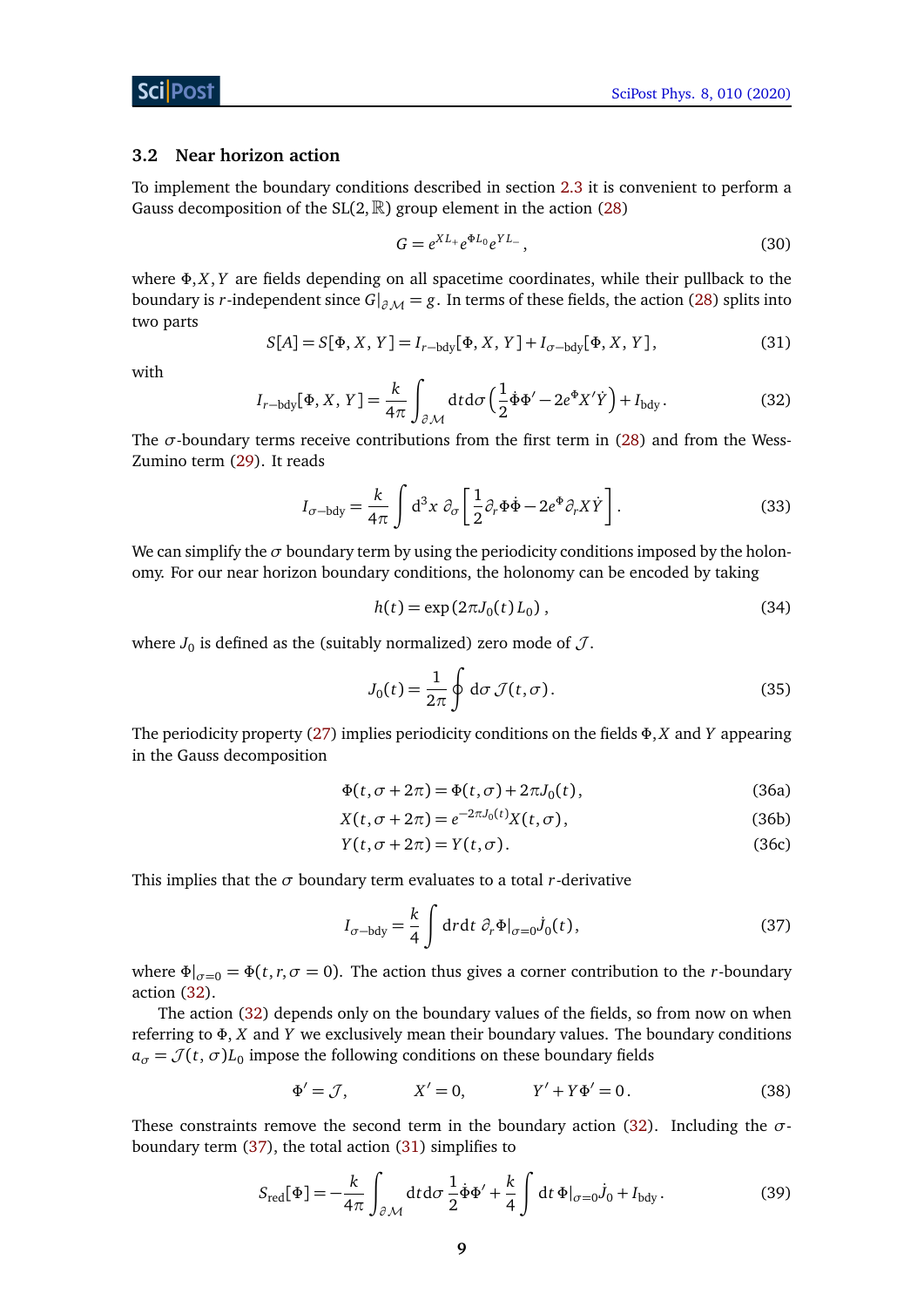### 3.2 Near horizon action

To implement the boundary conditions described in section 2.3 it is convenient to perform a Gauss decomposition of the SL(2, $\mathbb{R}$) group element in the action (28)

$$G = e^{XL_+} e^{\Phi L_0} e^{YL_-}, \tag{30}$$

where $\Phi, X, Y$ are fields depending on all spacetime coordinates, while their pullback to the boundary is $r$-independent since $G|_{\partial\mathcal{M}} = g$. In terms of these fields, the action (28) splits into two parts

$$S[A] = S[\Phi, X, Y] = I_{r-\text{bdy}}[\Phi, X, Y] + I_{\sigma-\text{bdy}}[\Phi, X, Y], \tag{31}$$

with

$$I_{r-\text{bdy}}[\Phi, X, Y] = \frac{k}{4\pi}\int_{\partial\mathcal{M}} \mathrm{d}t\mathrm{d}\sigma \left(\frac{1}{2}\dot{\Phi}\Phi' - 2e^{\Phi}X'\dot{Y}\right) + I_{\text{bdy}}. \tag{32}$$

The $\sigma$-boundary terms receive contributions from the first term in (28) and from the Wess-Zumino term (29). It reads

$$I_{\sigma-\text{bdy}} = \frac{k}{4\pi}\int \mathrm{d}^3x\ \partial_\sigma\left[\frac{1}{2}\partial_r\Phi\dot{\Phi} - 2e^{\Phi}\partial_r X\dot{Y}\right]. \tag{33}$$

We can simplify the $\sigma$ boundary term by using the periodicity conditions imposed by the holonomy. For our near horizon boundary conditions, the holonomy can be encoded by taking

$$h(t) = \exp\left(2\pi J_0(t)\, L_0\right), \tag{34}$$

where $J_0$ is defined as the (suitably normalized) zero mode of $\mathcal{J}$.

$$J_0(t) = \frac{1}{2\pi}\oint \mathrm{d}\sigma\ \mathcal{J}(t,\sigma). \tag{35}$$

The periodicity property (27) implies periodicity conditions on the fields $\Phi, X$ and $Y$ appearing in the Gauss decomposition

$$\Phi(t,\sigma+2\pi) = \Phi(t,\sigma) + 2\pi J_0(t), \tag{36a}$$

$$X(t,\sigma+2\pi) = e^{-2\pi J_0(t)}X(t,\sigma), \tag{36b}$$

$$Y(t,\sigma+2\pi) = Y(t,\sigma). \tag{36c}$$

This implies that the $\sigma$ boundary term evaluates to a total $r$-derivative

$$I_{\sigma-\text{bdy}} = \frac{k}{4}\int \mathrm{d}r\mathrm{d}t\ \partial_r\Phi|_{\sigma=0}\dot{J}_0(t), \tag{37}$$

where $\Phi|_{\sigma=0} = \Phi(t, r, \sigma = 0)$. The action thus gives a corner contribution to the $r$-boundary action (32).

The action (32) depends only on the boundary values of the fields, so from now on when referring to $\Phi$, $X$ and $Y$ we exclusively mean their boundary values. The boundary conditions $a_\sigma = \mathcal{J}(t,\sigma)L_0$ impose the following conditions on these boundary fields

$$\Phi' = \mathcal{J}, \qquad X' = 0, \qquad Y' + Y\Phi' = 0. \tag{38}$$

These constraints remove the second term in the boundary action (32). Including the $\sigma$-boundary term (37), the total action (31) simplifies to

$$S_{\text{red}}[\Phi] = -\frac{k}{4\pi}\int_{\partial\mathcal{M}} \mathrm{d}t\mathrm{d}\sigma\ \frac{1}{2}\dot{\Phi}\Phi' + \frac{k}{4}\int \mathrm{d}t\ \Phi|_{\sigma=0}\dot{J}_0 + I_{\text{bdy}}. \tag{39}$$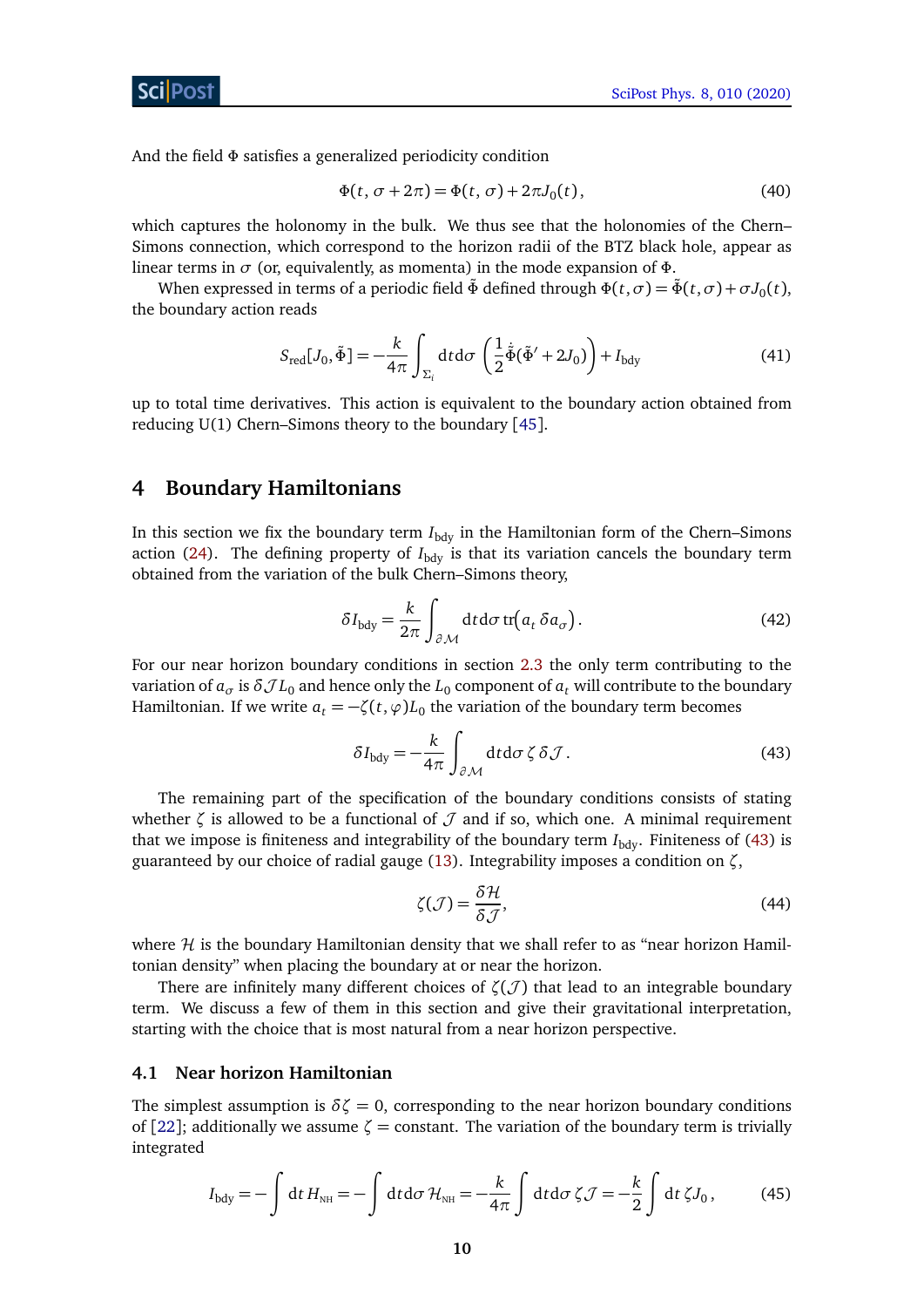And the field $\Phi$ satisfies a generalized periodicity condition

$$\Phi(t, \sigma + 2\pi) = \Phi(t, \sigma) + 2\pi J_0(t), \tag{40}$$

which captures the holonomy in the bulk. We thus see that the holonomies of the Chern–Simons connection, which correspond to the horizon radii of the BTZ black hole, appear as linear terms in $\sigma$ (or, equivalently, as momenta) in the mode expansion of $\Phi$.

When expressed in terms of a periodic field $\tilde{\Phi}$ defined through $\Phi(t,\sigma) = \tilde{\Phi}(t,\sigma) + \sigma J_0(t)$, the boundary action reads

$$S_{\text{red}}[J_0, \tilde{\Phi}] = -\frac{k}{4\pi} \int_{\Sigma_i} \mathrm{d}t\mathrm{d}\sigma \left( \frac{1}{2} \dot{\tilde{\Phi}} (\tilde{\Phi}' + 2J_0) \right) + I_{\text{bdy}} \tag{41}$$

up to total time derivatives. This action is equivalent to the boundary action obtained from reducing U(1) Chern–Simons theory to the boundary [45].

## 4 Boundary Hamiltonians

In this section we fix the boundary term $I_{\text{bdy}}$ in the Hamiltonian form of the Chern–Simons action (24). The defining property of $I_{\text{bdy}}$ is that its variation cancels the boundary term obtained from the variation of the bulk Chern–Simons theory,

$$\delta I_{\text{bdy}} = \frac{k}{2\pi} \int_{\partial\mathcal{M}} \mathrm{d}t\mathrm{d}\sigma \, \mathrm{tr}\big(a_t \, \delta a_\sigma\big). \tag{42}$$

For our near horizon boundary conditions in section 2.3 the only term contributing to the variation of $a_\sigma$ is $\delta\mathcal{J} L_0$ and hence only the $L_0$ component of $a_t$ will contribute to the boundary Hamiltonian. If we write $a_t = -\zeta(t,\varphi) L_0$ the variation of the boundary term becomes

$$\delta I_{\text{bdy}} = -\frac{k}{4\pi} \int_{\partial\mathcal{M}} \mathrm{d}t\mathrm{d}\sigma \, \zeta \, \delta\mathcal{J}. \tag{43}$$

The remaining part of the specification of the boundary conditions consists of stating whether $\zeta$ is allowed to be a functional of $\mathcal{J}$ and if so, which one. A minimal requirement that we impose is finiteness and integrability of the boundary term $I_{\text{bdy}}$. Finiteness of (43) is guaranteed by our choice of radial gauge (13). Integrability imposes a condition on $\zeta$,

$$\zeta(\mathcal{J}) = \frac{\delta\mathcal{H}}{\delta\mathcal{J}}, \tag{44}$$

where $\mathcal{H}$ is the boundary Hamiltonian density that we shall refer to as "near horizon Hamiltonian density" when placing the boundary at or near the horizon.

There are infinitely many different choices of $\zeta(\mathcal{J})$ that lead to an integrable boundary term. We discuss a few of them in this section and give their gravitational interpretation, starting with the choice that is most natural from a near horizon perspective.

### 4.1 Near horizon Hamiltonian

The simplest assumption is $\delta\zeta = 0$, corresponding to the near horizon boundary conditions of [22]; additionally we assume $\zeta =$ constant. The variation of the boundary term is trivially integrated

$$I_{\text{bdy}} = -\int \mathrm{d}t \, H_{\text{NH}} = -\int \mathrm{d}t\mathrm{d}\sigma \, \mathcal{H}_{\text{NH}} = -\frac{k}{4\pi} \int \mathrm{d}t\mathrm{d}\sigma \, \zeta\mathcal{J} = -\frac{k}{2} \int \mathrm{d}t \, \zeta J_0, \tag{45}$$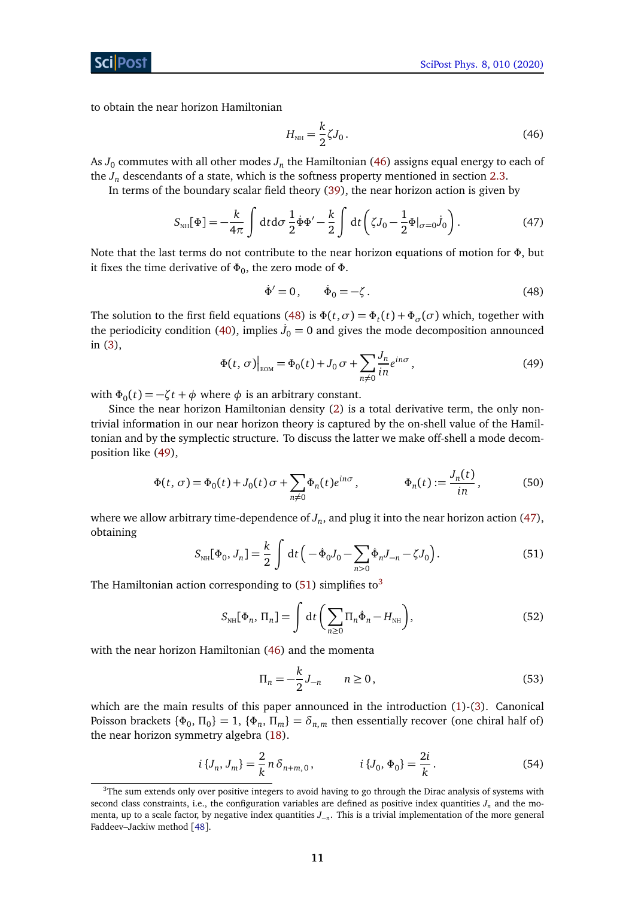to obtain the near horizon Hamiltonian

$$H_{\text{NH}} = \frac{k}{2}\zeta J_0\,. \tag{46}$$

As $J_0$ commutes with all other modes $J_n$ the Hamiltonian (46) assigns equal energy to each of the $J_n$ descendants of a state, which is the softness property mentioned in section 2.3.

In terms of the boundary scalar field theory (39), the near horizon action is given by

$$S_{\text{NH}}[\Phi] = -\frac{k}{4\pi}\int \mathrm{d}t\mathrm{d}\sigma\,\frac{1}{2}\dot{\Phi}\Phi' - \frac{k}{2}\int \mathrm{d}t\left(\zeta J_0 - \frac{1}{2}\Phi|_{\sigma=0}\dot{J}_0\right). \tag{47}$$

Note that the last terms do not contribute to the near horizon equations of motion for $\Phi$, but it fixes the time derivative of $\Phi_0$, the zero mode of $\Phi$.

$$\dot{\Phi}' = 0\,, \qquad \dot{\Phi}_0 = -\zeta\,. \tag{48}$$

The solution to the first field equations (48) is $\Phi(t,\sigma) = \Phi_t(t) + \Phi_\sigma(\sigma)$ which, together with the periodicity condition (40), implies $\dot{J}_0 = 0$ and gives the mode decomposition announced in (3),

$$\Phi(t,\sigma)\big|_{\text{EOM}} = \Phi_0(t) + J_0\,\sigma + \sum_{n\neq 0}\frac{J_n}{in}e^{in\sigma}\,, \tag{49}$$

with $\Phi_0(t) = -\zeta t + \phi$ where $\phi$ is an arbitrary constant.

Since the near horizon Hamiltonian density (2) is a total derivative term, the only non-trivial information in our near horizon theory is captured by the on-shell value of the Hamiltonian and by the symplectic structure. To discuss the latter we make off-shell a mode decomposition like (49),

$$\Phi(t,\sigma) = \Phi_0(t) + J_0(t)\,\sigma + \sum_{n\neq 0}\Phi_n(t)e^{in\sigma}\,, \qquad \Phi_n(t) := \frac{J_n(t)}{in}\,, \tag{50}$$

where we allow arbitrary time-dependence of $J_n$, and plug it into the near horizon action (47), obtaining

$$S_{\text{NH}}[\Phi_0, J_n] = \frac{k}{2}\int \mathrm{d}t\Big(-\dot{\Phi}_0 J_0 - \sum_{n>0}\dot{\Phi}_n J_{-n} - \zeta J_0\Big). \tag{51}$$

The Hamiltonian action corresponding to (51) simplifies to[3]

$$S_{\text{NH}}[\Phi_n, \Pi_n] = \int \mathrm{d}t\left(\sum_{n\geq 0}\Pi_n\dot{\Phi}_n - H_{\text{NH}}\right), \tag{52}$$

with the near horizon Hamiltonian (46) and the momenta

$$\Pi_n = -\frac{k}{2}J_{-n} \qquad n\geq 0\,, \tag{53}$$

which are the main results of this paper announced in the introduction (1)-(3). Canonical Poisson brackets $\{\Phi_0, \Pi_0\} = 1$, $\{\Phi_n, \Pi_m\} = \delta_{n,m}$ then essentially recover (one chiral half of) the near horizon symmetry algebra (18).

$$i\,\{J_n, J_m\} = \frac{2}{k}\,n\,\delta_{n+m,0}\,, \qquad i\,\{J_0, \Phi_0\} = \frac{2i}{k}\,. \tag{54}$$

[3] The sum extends only over positive integers to avoid having to go through the Dirac analysis of systems with second class constraints, i.e., the configuration variables are defined as positive index quantities $J_n$ and the momenta, up to a scale factor, by negative index quantities $J_{-n}$. This is a trivial implementation of the more general Faddeev–Jackiw method [48].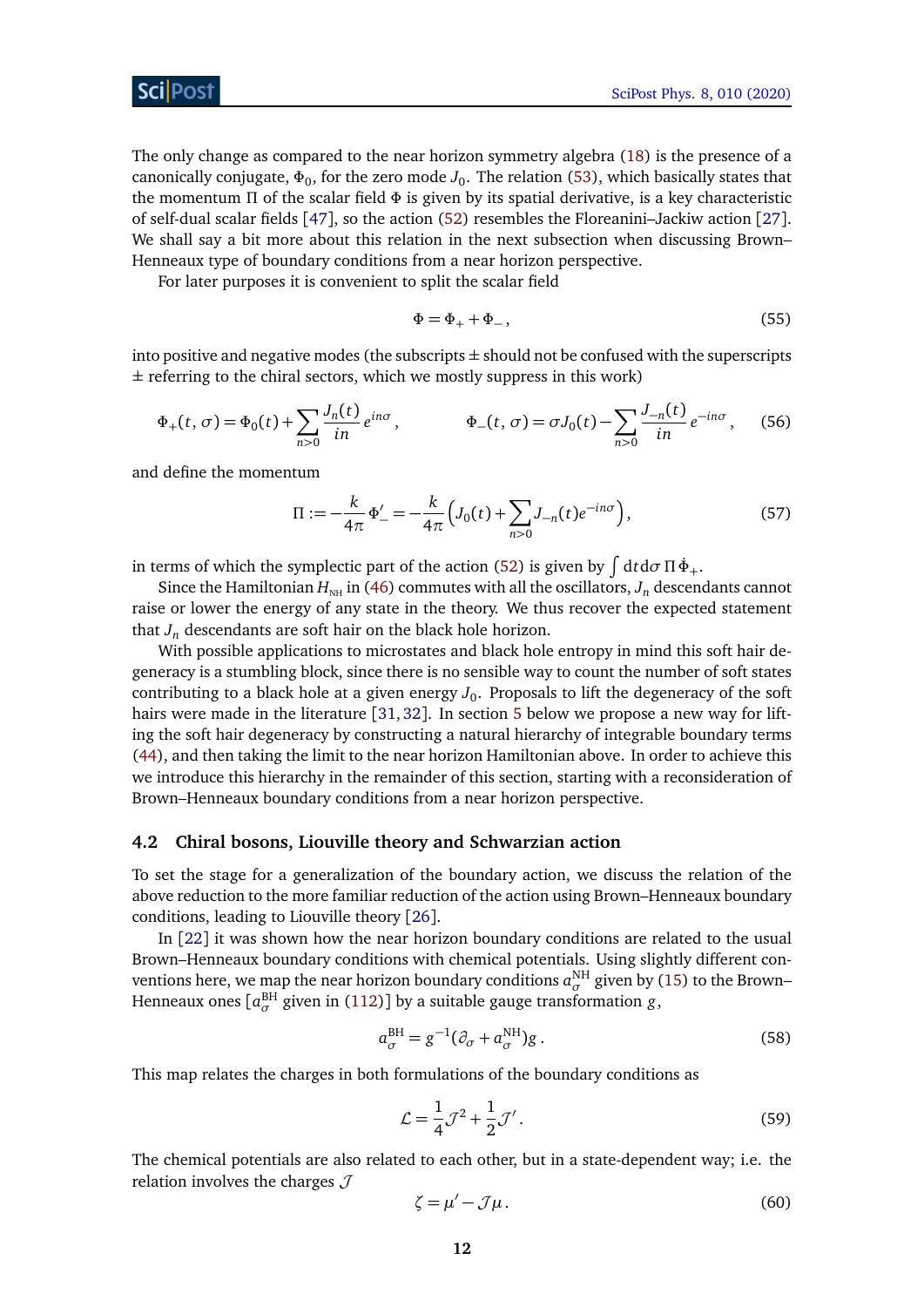The only change as compared to the near horizon symmetry algebra (18) is the presence of a canonically conjugate, $\Phi_0$, for the zero mode $J_0$. The relation (53), which basically states that the momentum $\Pi$ of the scalar field $\Phi$ is given by its spatial derivative, is a key characteristic of self-dual scalar fields [47], so the action (52) resembles the Floreanini–Jackiw action [27]. We shall say a bit more about this relation in the next subsection when discussing Brown–Henneaux type of boundary conditions from a near horizon perspective.

For later purposes it is convenient to split the scalar field

$$\Phi = \Phi_+ + \Phi_- , \tag{55}$$

into positive and negative modes (the subscripts $\pm$ should not be confused with the superscripts $\pm$ referring to the chiral sectors, which we mostly suppress in this work)

$$\Phi_+(t,\sigma) = \Phi_0(t) + \sum_{n>0} \frac{J_n(t)}{in}\, e^{in\sigma} , \qquad \Phi_-(t,\sigma) = \sigma J_0(t) - \sum_{n>0} \frac{J_{-n}(t)}{in}\, e^{-in\sigma} , \tag{56}$$

and define the momentum

$$\Pi := -\frac{k}{4\pi}\Phi_-' = -\frac{k}{4\pi}\Big(J_0(t) + \sum_{n>0} J_{-n}(t) e^{-in\sigma}\Big) , \tag{57}$$

in terms of which the symplectic part of the action (52) is given by $\int \mathrm{d}t\mathrm{d}\sigma\, \Pi\, \dot\Phi_+$.

Since the Hamiltonian $H_{\text{NH}}$ in (46) commutes with all the oscillators, $J_n$ descendants cannot raise or lower the energy of any state in the theory. We thus recover the expected statement that $J_n$ descendants are soft hair on the black hole horizon.

With possible applications to microstates and black hole entropy in mind this soft hair degeneracy is a stumbling block, since there is no sensible way to count the number of soft states contributing to a black hole at a given energy $J_0$. Proposals to lift the degeneracy of the soft hairs were made in the literature [31, 32]. In section 5 below we propose a new way for lifting the soft hair degeneracy by constructing a natural hierarchy of integrable boundary terms (44), and then taking the limit to the near horizon Hamiltonian above. In order to achieve this we introduce this hierarchy in the remainder of this section, starting with a reconsideration of Brown–Henneaux boundary conditions from a near horizon perspective.

### 4.2 Chiral bosons, Liouville theory and Schwarzian action

To set the stage for a generalization of the boundary action, we discuss the relation of the above reduction to the more familiar reduction of the action using Brown–Henneaux boundary conditions, leading to Liouville theory [26].

In [22] it was shown how the near horizon boundary conditions are related to the usual Brown–Henneaux boundary conditions with chemical potentials. Using slightly different conventions here, we map the near horizon boundary conditions $a_\sigma^{\text{NH}}$ given by (15) to the Brown–Henneaux ones [$a_\sigma^{\text{BH}}$ given in (112)] by a suitable gauge transformation $g$,

$$a_\sigma^{\text{BH}} = g^{-1}(\partial_\sigma + a_\sigma^{\text{NH}})g\,. \tag{58}$$

This map relates the charges in both formulations of the boundary conditions as

$$\mathcal{L} = \frac{1}{4}\mathcal{J}^2 + \frac{1}{2}\mathcal{J}'\,. \tag{59}$$

The chemical potentials are also related to each other, but in a state-dependent way; i.e. the relation involves the charges $\mathcal{J}$

$$\zeta = \mu' - \mathcal{J}\mu\,. \tag{60}$$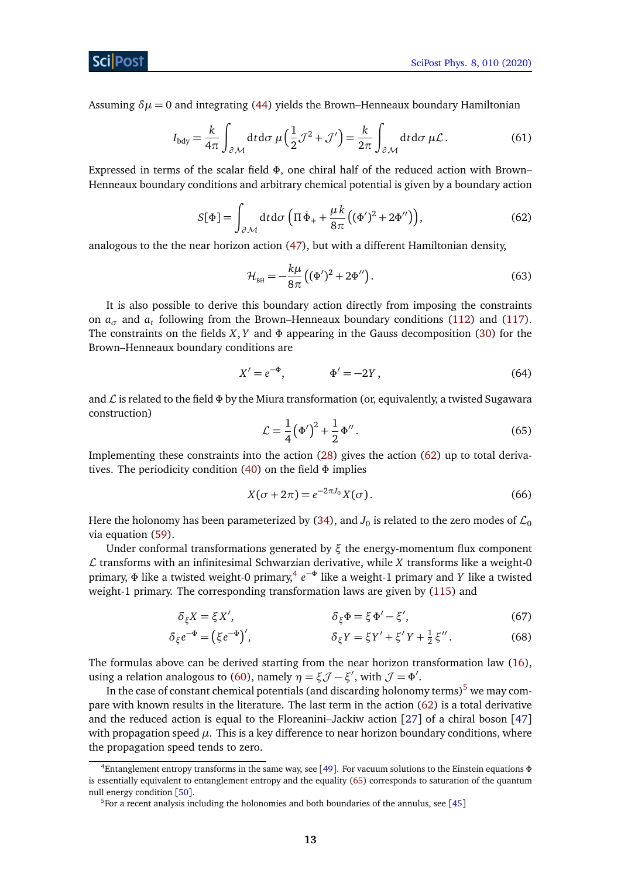Assuming $\delta\mu = 0$ and integrating (44) yields the Brown–Henneaux boundary Hamiltonian

$$I_{\text{bdy}} = \frac{k}{4\pi}\int_{\partial\mathcal{M}} \mathrm{d}t\mathrm{d}\sigma\, \mu\Big(\frac{1}{2}\mathcal{J}^2 + \mathcal{J}'\Big) = \frac{k}{2\pi}\int_{\partial\mathcal{M}} \mathrm{d}t\mathrm{d}\sigma\, \mu\mathcal{L}\,. \tag{61}$$

Expressed in terms of the scalar field $\Phi$, one chiral half of the reduced action with Brown–Henneaux boundary conditions and arbitrary chemical potential is given by a boundary action

$$S[\Phi] = \int_{\partial\mathcal{M}} \mathrm{d}t\mathrm{d}\sigma\,\Big(\Pi\,\dot{\Phi}_+ + \frac{\mu\, k}{8\pi}\big((\Phi')^2 + 2\Phi''\big)\Big), \tag{62}$$

analogous to the the near horizon action (47), but with a different Hamiltonian density,

$$\mathcal{H}_{\text{BH}} = -\frac{k\mu}{8\pi}\big((\Phi')^2 + 2\Phi''\big). \tag{63}$$

It is also possible to derive this boundary action directly from imposing the constraints on $a_\sigma$ and $a_t$ following from the Brown–Henneaux boundary conditions (112) and (117). The constraints on the fields $X, Y$ and $\Phi$ appearing in the Gauss decomposition (30) for the Brown–Henneaux boundary conditions are

$$X' = e^{-\Phi}, \qquad\qquad \Phi' = -2Y\,, \tag{64}$$

and $\mathcal{L}$ is related to the field $\Phi$ by the Miura transformation (or, equivalently, a twisted Sugawara construction)

$$\mathcal{L} = \frac{1}{4}\big(\Phi'\big)^2 + \frac{1}{2}\Phi''\,. \tag{65}$$

Implementing these constraints into the action (28) gives the action (62) up to total derivatives. The periodicity condition (40) on the field $\Phi$ implies

$$X(\sigma + 2\pi) = e^{-2\pi J_0}\,X(\sigma)\,. \tag{66}$$

Here the holonomy has been parameterized by (34), and $J_0$ is related to the zero modes of $\mathcal{L}_0$ via equation (59).

Under conformal transformations generated by $\xi$ the energy-momentum flux component $\mathcal{L}$ transforms with an infinitesimal Schwarzian derivative, while $X$ transforms like a weight-0 primary, $\Phi$ like a twisted weight-0 primary,[4] $e^{-\Phi}$ like a weight-1 primary and $Y$ like a twisted weight-1 primary. The corresponding transformation laws are given by (115) and

$$\delta_\xi X = \xi X'\,, \qquad\qquad \delta_\xi \Phi = \xi\,\Phi' - \xi'\,, \tag{67}$$

$$\delta_\xi e^{-\Phi} = \big(\xi e^{-\Phi}\big)'\,, \qquad\qquad \delta_\xi Y = \xi Y' + \xi' Y + \tfrac{1}{2}\xi''\,. \tag{68}$$

The formulas above can be derived starting from the near horizon transformation law (16), using a relation analogous to (60), namely $\eta = \xi\mathcal{J} - \xi'$, with $\mathcal{J} = \Phi'$.

In the case of constant chemical potentials (and discarding holonomy terms)[5] we may compare with known results in the literature. The last term in the action (62) is a total derivative and the reduced action is equal to the Floreanini–Jackiw action [27] of a chiral boson [47] with propagation speed $\mu$. This is a key difference to near horizon boundary conditions, where the propagation speed tends to zero.

---

[4] Entanglement entropy transforms in the same way, see [49]. For vacuum solutions to the Einstein equations $\Phi$ is essentially equivalent to entanglement entropy and the equality (65) corresponds to saturation of the quantum null energy condition [50].

[5] For a recent analysis including the holonomies and both boundaries of the annulus, see [45]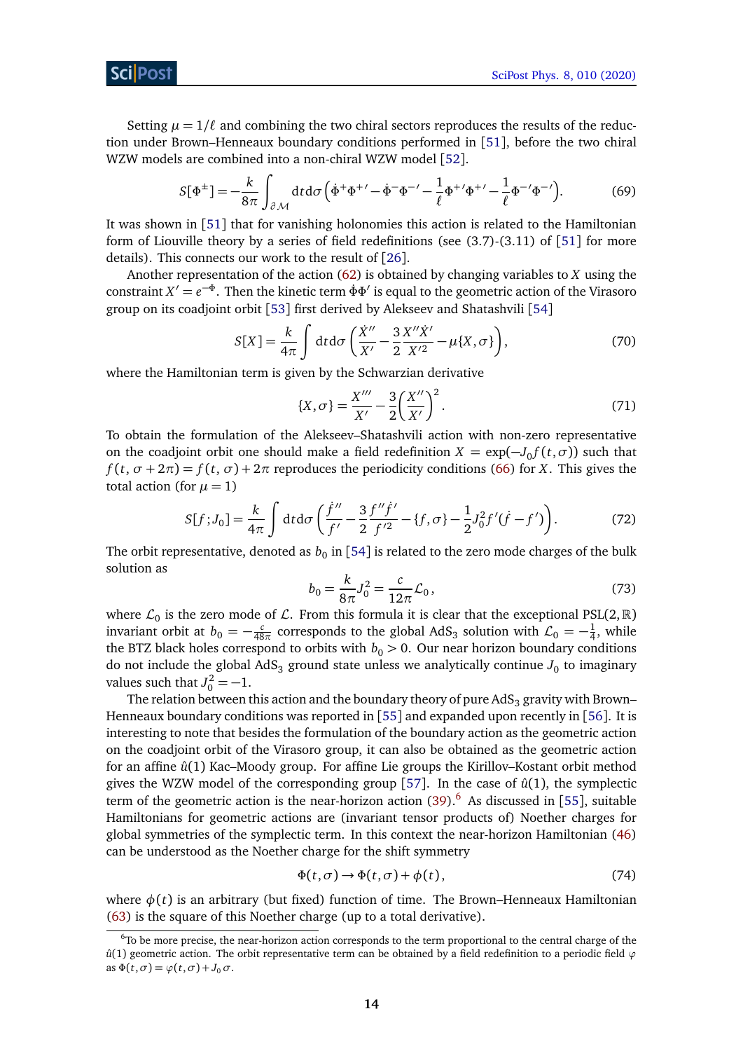Setting $\mu = 1/\ell$ and combining the two chiral sectors reproduces the results of the reduction under Brown–Henneaux boundary conditions performed in [51], before the two chiral WZW models are combined into a non-chiral WZW model [52].

$$S[\Phi^{\pm}] = -\frac{k}{8\pi}\int_{\partial\mathcal{M}} \mathrm{d}t\mathrm{d}\sigma \left(\dot{\Phi}^{+}\Phi^{+\prime} - \dot{\Phi}^{-}\Phi^{-\prime} - \frac{1}{\ell}\Phi^{+\prime}\Phi^{+\prime} - \frac{1}{\ell}\Phi^{-\prime}\Phi^{-\prime}\right). \tag{69}$$

It was shown in [51] that for vanishing holonomies this action is related to the Hamiltonian form of Liouville theory by a series of field redefinitions (see (3.7)-(3.11) of [51] for more details). This connects our work to the result of [26].

Another representation of the action (62) is obtained by changing variables to $X$ using the constraint $X' = e^{-\Phi}$. Then the kinetic term $\dot{\Phi}\Phi'$ is equal to the geometric action of the Virasoro group on its coadjoint orbit [53] first derived by Alekseev and Shatashvili [54]

$$S[X] = \frac{k}{4\pi}\int \mathrm{d}t\mathrm{d}\sigma \left(\frac{\dot{X}''}{X'} - \frac{3}{2}\frac{X''\dot{X}'}{X'^2} - \mu\{X,\sigma\}\right), \tag{70}$$

where the Hamiltonian term is given by the Schwarzian derivative

$$\{X,\sigma\} = \frac{X'''}{X'} - \frac{3}{2}\left(\frac{X''}{X'}\right)^2. \tag{71}$$

To obtain the formulation of the Alekseev–Shatashvili action with non-zero representative on the coadjoint orbit one should make a field redefinition $X = \exp(-J_0 f(t,\sigma))$ such that $f(t,\sigma+2\pi) = f(t,\sigma) + 2\pi$ reproduces the periodicity conditions (66) for $X$. This gives the total action (for $\mu = 1$)

$$S[f;J_0] = \frac{k}{4\pi}\int \mathrm{d}t\mathrm{d}\sigma \left(\frac{\dot{f}''}{f'} - \frac{3}{2}\frac{f''\dot{f}'}{f'^2} - \{f,\sigma\} - \frac{1}{2}J_0^2 f'(\dot{f} - f')\right). \tag{72}$$

The orbit representative, denoted as $b_0$ in [54] is related to the zero mode charges of the bulk solution as

$$b_0 = \frac{k}{8\pi}J_0^2 = \frac{c}{12\pi}\mathcal{L}_0, \tag{73}$$

where $\mathcal{L}_0$ is the zero mode of $\mathcal{L}$. From this formula it is clear that the exceptional PSL$(2,\mathbb{R})$ invariant orbit at $b_0 = -\frac{c}{48\pi}$ corresponds to the global AdS$_3$ solution with $\mathcal{L}_0 = -\frac{1}{4}$, while the BTZ black holes correspond to orbits with $b_0 > 0$. Our near horizon boundary conditions do not include the global AdS$_3$ ground state unless we analytically continue $J_0$ to imaginary values such that $J_0^2 = -1$.

The relation between this action and the boundary theory of pure AdS$_3$ gravity with Brown–Henneaux boundary conditions was reported in [55] and expanded upon recently in [56]. It is interesting to note that besides the formulation of the boundary action as the geometric action on the coadjoint orbit of the Virasoro group, it can also be obtained as the geometric action for an affine $\hat{u}(1)$ Kac–Moody group. For affine Lie groups the Kirillov–Kostant orbit method gives the WZW model of the corresponding group [57]. In the case of $\hat{u}(1)$, the symplectic term of the geometric action is the near-horizon action (39).[6] As discussed in [55], suitable Hamiltonians for geometric actions are (invariant tensor products of) Noether charges for global symmetries of the symplectic term. In this context the near-horizon Hamiltonian (46) can be understood as the Noether charge for the shift symmetry

$$\Phi(t,\sigma) \to \Phi(t,\sigma) + \phi(t), \tag{74}$$

where $\phi(t)$ is an arbitrary (but fixed) function of time. The Brown–Henneaux Hamiltonian (63) is the square of this Noether charge (up to a total derivative).

[6] To be more precise, the near-horizon action corresponds to the term proportional to the central charge of the $\hat{u}(1)$ geometric action. The orbit representative term can be obtained by a field redefinition to a periodic field $\varphi$ as $\Phi(t,\sigma) = \varphi(t,\sigma) + J_0\sigma$.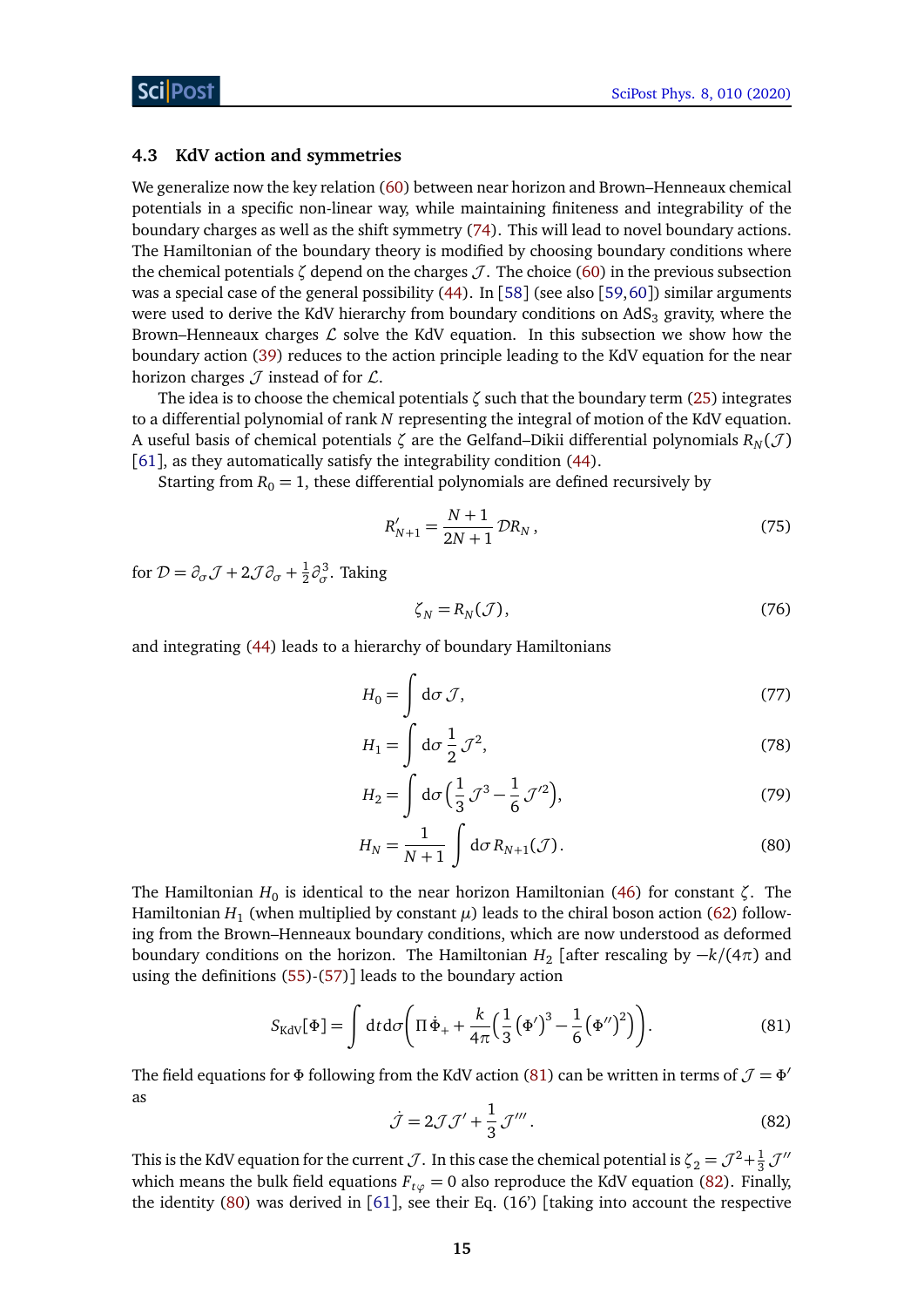### 4.3 KdV action and symmetries

We generalize now the key relation (60) between near horizon and Brown–Henneaux chemical potentials in a specific non-linear way, while maintaining finiteness and integrability of the boundary charges as well as the shift symmetry (74). This will lead to novel boundary actions. The Hamiltonian of the boundary theory is modified by choosing boundary conditions where the chemical potentials $\zeta$ depend on the charges $\mathcal{J}$. The choice (60) in the previous subsection was a special case of the general possibility (44). In [58] (see also [59, 60]) similar arguments were used to derive the KdV hierarchy from boundary conditions on AdS$_3$ gravity, where the Brown–Henneaux charges $\mathcal{L}$ solve the KdV equation. In this subsection we show how the boundary action (39) reduces to the action principle leading to the KdV equation for the near horizon charges $\mathcal{J}$ instead of for $\mathcal{L}$.

The idea is to choose the chemical potentials $\zeta$ such that the boundary term (25) integrates to a differential polynomial of rank $N$ representing the integral of motion of the KdV equation. A useful basis of chemical potentials $\zeta$ are the Gelfand–Dikii differential polynomials $R_N(\mathcal{J})$ [61], as they automatically satisfy the integrability condition (44).

Starting from $R_0 = 1$, these differential polynomials are defined recursively by

$$R'_{N+1} = \frac{N+1}{2N+1}\,\mathcal{D}R_N\,, \tag{75}$$

for $\mathcal{D} = \partial_\sigma \mathcal{J} + 2\mathcal{J}\partial_\sigma + \frac{1}{2}\partial_\sigma^3$. Taking

$$\zeta_N = R_N(\mathcal{J})\,, \tag{76}$$

and integrating (44) leads to a hierarchy of boundary Hamiltonians

$$H_0 = \int \mathrm{d}\sigma\,\mathcal{J}\,, \tag{77}$$

$$H_1 = \int \mathrm{d}\sigma\,\frac{1}{2}\mathcal{J}^2\,, \tag{78}$$

$$H_2 = \int \mathrm{d}\sigma\Big(\frac{1}{3}\mathcal{J}^3 - \frac{1}{6}\mathcal{J}'^2\Big)\,, \tag{79}$$

$$H_N = \frac{1}{N+1}\int \mathrm{d}\sigma\,R_{N+1}(\mathcal{J})\,. \tag{80}$$

The Hamiltonian $H_0$ is identical to the near horizon Hamiltonian (46) for constant $\zeta$. The Hamiltonian $H_1$ (when multiplied by constant $\mu$) leads to the chiral boson action (62) following from the Brown–Henneaux boundary conditions, which are now understood as deformed boundary conditions on the horizon. The Hamiltonian $H_2$ [after rescaling by $-k/(4\pi)$ and using the definitions (55)-(57)] leads to the boundary action

$$S_{\text{KdV}}[\Phi] = \int \mathrm{d}t\,\mathrm{d}\sigma\bigg(\Pi\,\dot{\Phi}_+ + \frac{k}{4\pi}\Big(\frac{1}{3}\left(\Phi'\right)^3 - \frac{1}{6}\left(\Phi''\right)^2\Big)\bigg). \tag{81}$$

The field equations for $\Phi$ following from the KdV action (81) can be written in terms of $\mathcal{J} = \Phi'$ as

$$\dot{\mathcal{J}} = 2\mathcal{J}\mathcal{J}' + \frac{1}{3}\mathcal{J}'''\,. \tag{82}$$

This is the KdV equation for the current $\mathcal{J}$. In this case the chemical potential is $\zeta_2 = \mathcal{J}^2 + \frac{1}{3}\mathcal{J}''$ which means the bulk field equations $F_{t\varphi} = 0$ also reproduce the KdV equation (82). Finally, the identity (80) was derived in [61], see their Eq. (16') [taking into account the respective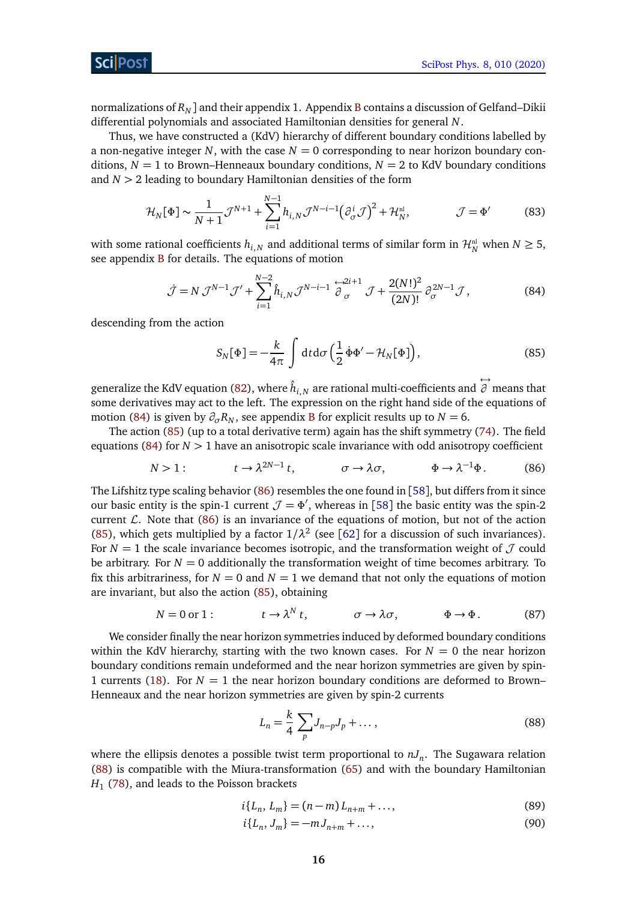normalizations of $R_N$] and their appendix 1. Appendix B contains a discussion of Gelfand–Dikii differential polynomials and associated Hamiltonian densities for general $N$.

Thus, we have constructed a (KdV) hierarchy of different boundary conditions labelled by a non-negative integer $N$, with the case $N = 0$ corresponding to near horizon boundary conditions, $N = 1$ to Brown–Henneaux boundary conditions, $N = 2$ to KdV boundary conditions and $N > 2$ leading to boundary Hamiltonian densities of the form

$$\mathcal{H}_N[\Phi] \sim \frac{1}{N+1}\mathcal{J}^{N+1} + \sum_{i=1}^{N-1} h_{i,N}\mathcal{J}^{N-i-1}\big(\partial_\sigma^i \mathcal{J}\big)^2 + \mathcal{H}_N^{\text{nl}}, \qquad \mathcal{J} = \Phi' \tag{83}$$

with some rational coefficients $h_{i,N}$ and additional terms of similar form in $\mathcal{H}_N^{\text{nl}}$ when $N \geq 5$, see appendix B for details. The equations of motion

$$\dot{\mathcal{J}} = N\,\mathcal{J}^{N-1}\mathcal{J}' + \sum_{i=1}^{N-2} \hat{h}_{i,N}\mathcal{J}^{N-i-1}\overset{\leftrightarrow}{\partial}{}_\sigma^{2i+1}\mathcal{J} + \frac{2(N!)^2}{(2N)!}\,\partial_\sigma^{2N-1}\mathcal{J}\,, \tag{84}$$

descending from the action

$$S_N[\Phi] = -\frac{k}{4\pi}\int \mathrm{d}t\mathrm{d}\sigma\Big(\frac{1}{2}\dot{\Phi}\Phi' - \mathcal{H}_N[\Phi]\Big), \tag{85}$$

generalize the KdV equation (82), where $\hat{h}_{i,N}$ are rational multi-coefficients and $\overset{\leftrightarrow}{\partial}$ means that some derivatives may act to the left. The expression on the right hand side of the equations of motion (84) is given by $\partial_\sigma R_N$, see appendix B for explicit results up to $N = 6$.

The action (85) (up to a total derivative term) again has the shift symmetry (74). The field equations (84) for $N > 1$ have an anisotropic scale invariance with odd anisotropy coefficient

$$N > 1: \qquad t \to \lambda^{2N-1}\,t, \qquad \sigma \to \lambda\sigma, \qquad \Phi \to \lambda^{-1}\Phi\,. \tag{86}$$

The Lifshitz type scaling behavior (86) resembles the one found in [58], but differs from it since our basic entity is the spin-1 current $\mathcal{J} = \Phi'$, whereas in [58] the basic entity was the spin-2 current $\mathcal{L}$. Note that (86) is an invariance of the equations of motion, but not of the action (85), which gets multiplied by a factor $1/\lambda^2$ (see [62] for a discussion of such invariances). For $N = 1$ the scale invariance becomes isotropic, and the transformation weight of $\mathcal{J}$ could be arbitrary. For $N = 0$ additionally the transformation weight of time becomes arbitrary. To fix this arbitrariness, for $N = 0$ and $N = 1$ we demand that not only the equations of motion are invariant, but also the action (85), obtaining

$$N = 0 \text{ or } 1: \qquad t \to \lambda^N\,t, \qquad \sigma \to \lambda\sigma, \qquad \Phi \to \Phi\,. \tag{87}$$

We consider finally the near horizon symmetries induced by deformed boundary conditions within the KdV hierarchy, starting with the two known cases. For $N = 0$ the near horizon boundary conditions remain undeformed and the near horizon symmetries are given by spin-1 currents (18). For $N = 1$ the near horizon boundary conditions are deformed to Brown–Henneaux and the near horizon symmetries are given by spin-2 currents

$$L_n = \frac{k}{4}\sum_p J_{n-p}J_p + \dots\,, \tag{88}$$

where the ellipsis denotes a possible twist term proportional to $nJ_n$. The Sugawara relation (88) is compatible with the Miura-transformation (65) and with the boundary Hamiltonian $H_1$ (78), and leads to the Poisson brackets

$$i\{L_n,\,L_m\} = (n-m)\,L_{n+m} + \dots\,, \tag{89}$$

$$i\{L_n,\,J_m\} = -m\,J_{n+m} + \dots\,, \tag{90}$$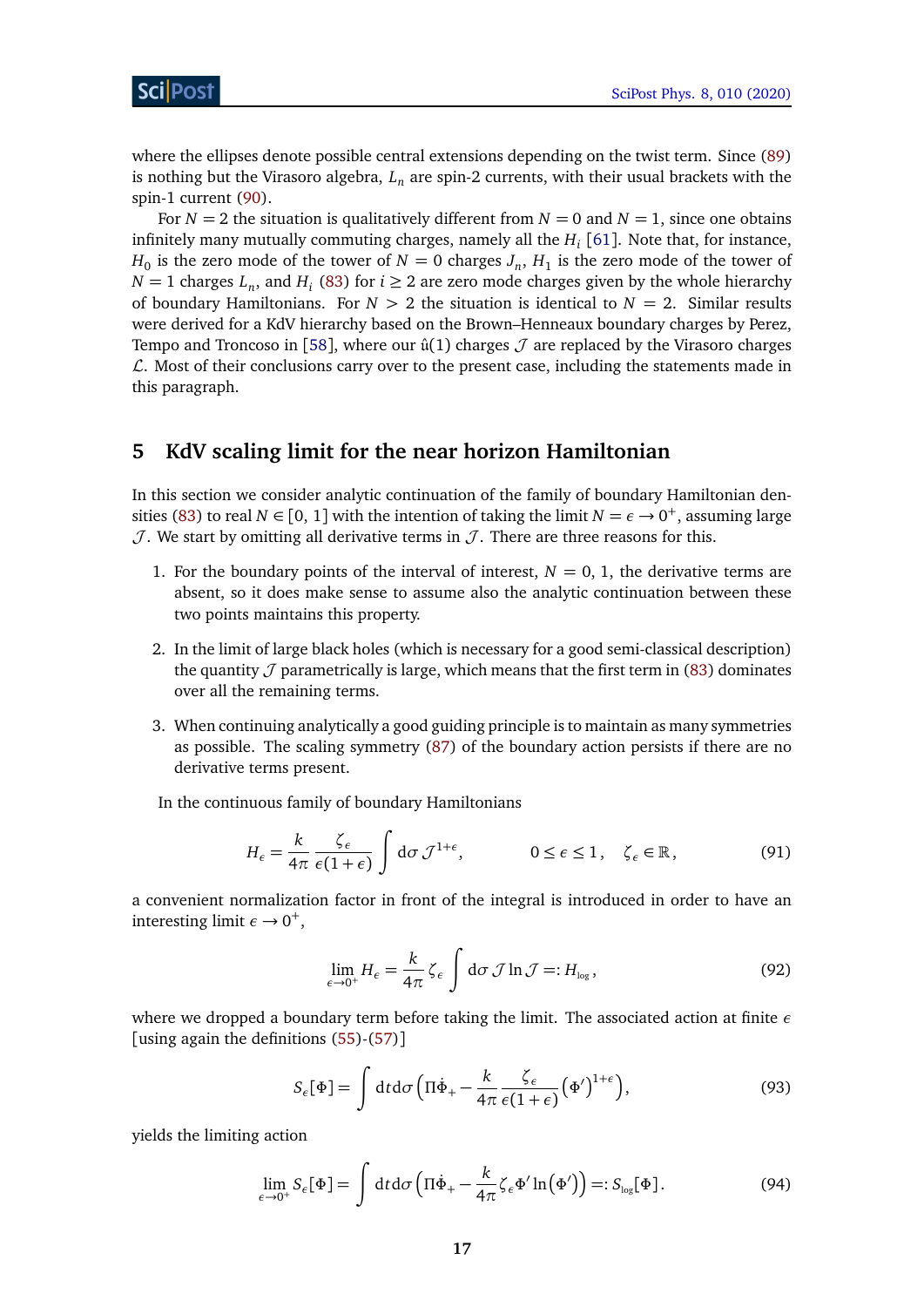where the ellipses denote possible central extensions depending on the twist term. Since (89) is nothing but the Virasoro algebra, $L_n$ are spin-2 currents, with their usual brackets with the spin-1 current (90).

For $N = 2$ the situation is qualitatively different from $N = 0$ and $N = 1$, since one obtains infinitely many mutually commuting charges, namely all the $H_i$ [61]. Note that, for instance, $H_0$ is the zero mode of the tower of $N = 0$ charges $J_n$, $H_1$ is the zero mode of the tower of $N = 1$ charges $L_n$, and $H_i$ (83) for $i \geq 2$ are zero mode charges given by the whole hierarchy of boundary Hamiltonians. For $N > 2$ the situation is identical to $N = 2$. Similar results were derived for a KdV hierarchy based on the Brown–Henneaux boundary charges by Perez, Tempo and Troncoso in [58], where our $\hat{\mathfrak{u}}(1)$ charges $\mathcal{J}$ are replaced by the Virasoro charges $\mathcal{L}$. Most of their conclusions carry over to the present case, including the statements made in this paragraph.

## 5 KdV scaling limit for the near horizon Hamiltonian

In this section we consider analytic continuation of the family of boundary Hamiltonian densities (83) to real $N \in [0, 1]$ with the intention of taking the limit $N = \epsilon \to 0^+$, assuming large $\mathcal{J}$. We start by omitting all derivative terms in $\mathcal{J}$. There are three reasons for this.

1. For the boundary points of the interval of interest, $N = 0, 1$, the derivative terms are absent, so it does make sense to assume also the analytic continuation between these two points maintains this property.
2. In the limit of large black holes (which is necessary for a good semi-classical description) the quantity $\mathcal{J}$ parametrically is large, which means that the first term in (83) dominates over all the remaining terms.
3. When continuing analytically a good guiding principle is to maintain as many symmetries as possible. The scaling symmetry (87) of the boundary action persists if there are no derivative terms present.

In the continuous family of boundary Hamiltonians

$$H_\epsilon = \frac{k}{4\pi}\,\frac{\zeta_\epsilon}{\epsilon(1+\epsilon)}\int \mathrm{d}\sigma\,\mathcal{J}^{1+\epsilon}\,, \qquad\qquad 0 \leq \epsilon \leq 1\,, \quad \zeta_\epsilon \in \mathbb{R}\,, \tag{91}$$

a convenient normalization factor in front of the integral is introduced in order to have an interesting limit $\epsilon \to 0^+$,

$$\lim_{\epsilon\to 0^+} H_\epsilon = \frac{k}{4\pi}\,\zeta_\epsilon \int \mathrm{d}\sigma\,\mathcal{J}\ln\mathcal{J} =: H_{\text{log}}\,, \tag{92}$$

where we dropped a boundary term before taking the limit. The associated action at finite $\epsilon$ [using again the definitions (55)-(57)]

$$S_\epsilon[\Phi] = \int \mathrm{d}t\mathrm{d}\sigma\Big(\Pi\dot{\Phi}_+ - \frac{k}{4\pi}\,\frac{\zeta_\epsilon}{\epsilon(1+\epsilon)}\big(\Phi'\big)^{1+\epsilon}\Big)\,, \tag{93}$$

yields the limiting action

$$\lim_{\epsilon\to 0^+} S_\epsilon[\Phi] = \int \mathrm{d}t\mathrm{d}\sigma\Big(\Pi\dot{\Phi}_+ - \frac{k}{4\pi}\zeta_\epsilon\Phi'\ln\big(\Phi'\big)\Big) =: S_{\text{log}}[\Phi]\,. \tag{94}$$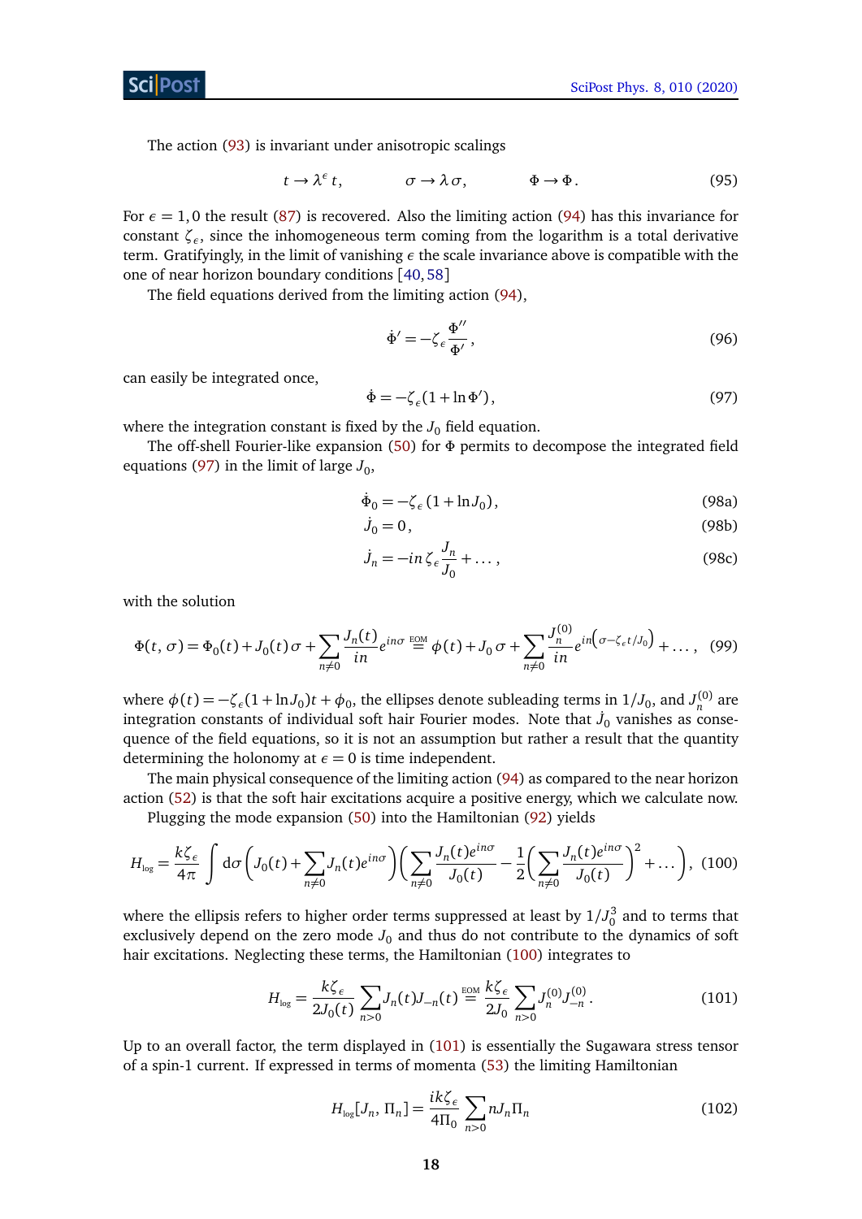The action (93) is invariant under anisotropic scalings

$$t \to \lambda^{\epsilon}\, t, \qquad \sigma \to \lambda\, \sigma, \qquad \Phi \to \Phi\,. \tag{95}$$

For $\epsilon = 1, 0$ the result (87) is recovered. Also the limiting action (94) has this invariance for constant $\zeta_\epsilon$, since the inhomogeneous term coming from the logarithm is a total derivative term. Gratifyingly, in the limit of vanishing $\epsilon$ the scale invariance above is compatible with the one of near horizon boundary conditions [40, 58]

The field equations derived from the limiting action (94),

$$\dot{\Phi}' = -\zeta_\epsilon \frac{\Phi''}{\Phi'}\,, \tag{96}$$

can easily be integrated once,

$$\dot{\Phi} = -\zeta_\epsilon (1 + \ln \Phi')\,, \tag{97}$$

where the integration constant is fixed by the $J_0$ field equation.

The off-shell Fourier-like expansion (50) for $\Phi$ permits to decompose the integrated field equations (97) in the limit of large $J_0$,

$$\dot{\Phi}_0 = -\zeta_\epsilon\,(1 + \ln J_0)\,, \tag{98a}$$

$$\dot{J}_0 = 0\,, \tag{98b}$$

$$\dot{J}_n = -in\,\zeta_\epsilon \frac{J_n}{J_0} + \ldots\,, \tag{98c}$$

with the solution

$$\Phi(t, \sigma) = \Phi_0(t) + J_0(t)\,\sigma + \sum_{n\neq 0} \frac{J_n(t)}{in} e^{in\sigma} \overset{\text{EOM}}{=} \phi(t) + J_0\,\sigma + \sum_{n\neq 0} \frac{J_n^{(0)}}{in} e^{in\left(\sigma - \zeta_\epsilon t/J_0\right)} + \ldots\,, \tag{99}$$

where $\phi(t) = -\zeta_\epsilon(1 + \ln J_0)t + \phi_0$, the ellipses denote subleading terms in $1/J_0$, and $J_n^{(0)}$ are integration constants of individual soft hair Fourier modes. Note that $\dot{J}_0$ vanishes as consequence of the field equations, so it is not an assumption but rather a result that the quantity determining the holonomy at $\epsilon = 0$ is time independent.

The main physical consequence of the limiting action (94) as compared to the near horizon action (52) is that the soft hair excitations acquire a positive energy, which we calculate now.

Plugging the mode expansion (50) into the Hamiltonian (92) yields

$$H_{\text{log}} = \frac{k\zeta_\epsilon}{4\pi} \int \mathrm{d}\sigma \left(J_0(t) + \sum_{n\neq 0} J_n(t) e^{in\sigma}\right)\left(\sum_{n\neq 0} \frac{J_n(t) e^{in\sigma}}{J_0(t)} - \frac{1}{2}\left(\sum_{n\neq 0} \frac{J_n(t) e^{in\sigma}}{J_0(t)}\right)^2 + \ldots\right), \tag{100}$$

where the ellipsis refers to higher order terms suppressed at least by $1/J_0^3$ and to terms that exclusively depend on the zero mode $J_0$ and thus do not contribute to the dynamics of soft hair excitations. Neglecting these terms, the Hamiltonian (100) integrates to

$$H_{\text{log}} = \frac{k\zeta_\epsilon}{2J_0(t)} \sum_{n>0} J_n(t) J_{-n}(t) \overset{\text{EOM}}{=} \frac{k\zeta_\epsilon}{2J_0} \sum_{n>0} J_n^{(0)} J_{-n}^{(0)}\,. \tag{101}$$

Up to an overall factor, the term displayed in (101) is essentially the Sugawara stress tensor of a spin-1 current. If expressed in terms of momenta (53) the limiting Hamiltonian

$$H_{\text{log}}[J_n, \Pi_n] = \frac{ik\zeta_\epsilon}{4\Pi_0} \sum_{n>0} n J_n \Pi_n \tag{102}$$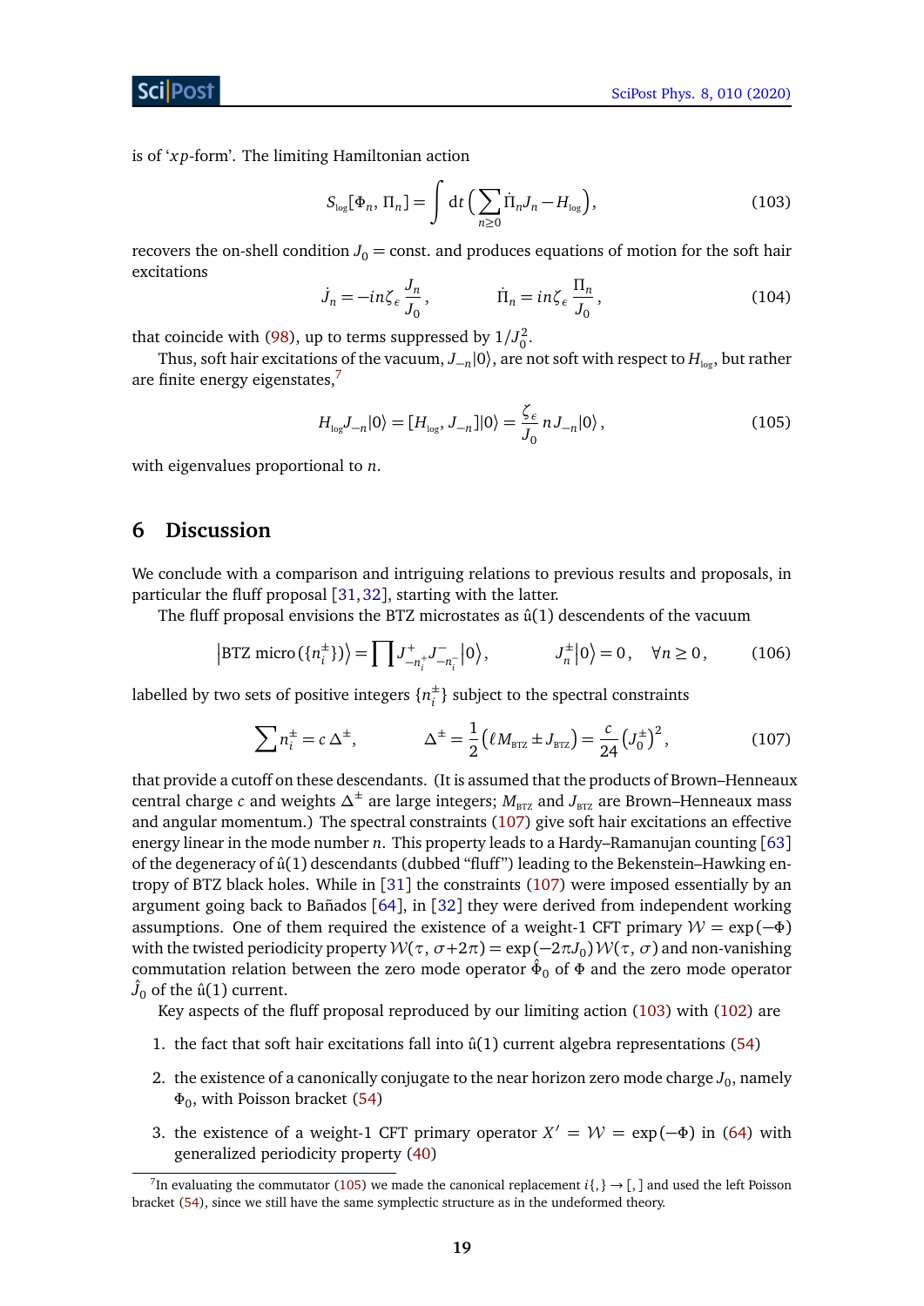is of '$xp$-form'. The limiting Hamiltonian action

$$S_{\text{log}}[\Phi_n, \Pi_n] = \int \mathrm{d}t \Big( \sum_{n\geq 0} \dot{\Pi}_n J_n - H_{\text{log}} \Big), \tag{103}$$

recovers the on-shell condition $J_0 = $ const. and produces equations of motion for the soft hair excitations

$$\dot{J}_n = -in\zeta_\epsilon \frac{J_n}{J_0}, \qquad \dot{\Pi}_n = in\zeta_\epsilon \frac{\Pi_n}{J_0}, \tag{104}$$

that coincide with (98), up to terms suppressed by $1/J_0^2$.

Thus, soft hair excitations of the vacuum, $J_{-n}|0\rangle$, are not soft with respect to $H_{\text{log}}$, but rather are finite energy eigenstates,[7]

$$H_{\text{log}} J_{-n}|0\rangle = [H_{\text{log}}, J_{-n}]|0\rangle = \frac{\zeta_\epsilon}{J_0} n J_{-n}|0\rangle, \tag{105}$$

with eigenvalues proportional to $n$.

## 6 Discussion

We conclude with a comparison and intriguing relations to previous results and proposals, in particular the fluff proposal [31,32], starting with the latter.

The fluff proposal envisions the BTZ microstates as $\hat{\mathfrak{u}}(1)$ descendents of the vacuum

$$\big|\text{BTZ micro}(\{n_i^\pm\})\big\rangle = \prod J^+_{-n_i^+} J^-_{-n_i^-}|0\rangle, \qquad J_n^\pm|0\rangle = 0, \quad \forall n \geq 0, \tag{106}$$

labelled by two sets of positive integers $\{n_i^\pm\}$ subject to the spectral constraints

$$\sum n_i^\pm = c\,\Delta^\pm, \qquad \Delta^\pm = \frac{1}{2}\big(\ell M_{\text{BTZ}} \pm J_{\text{BTZ}}\big) = \frac{c}{24}\big(J_0^\pm\big)^2, \tag{107}$$

that provide a cutoff on these descendants. (It is assumed that the products of Brown–Henneaux central charge $c$ and weights $\Delta^\pm$ are large integers; $M_{\text{BTZ}}$ and $J_{\text{BTZ}}$ are Brown–Henneaux mass and angular momentum.) The spectral constraints (107) give soft hair excitations an effective energy linear in the mode number $n$. This property leads to a Hardy–Ramanujan counting [63] of the degeneracy of $\hat{\mathfrak{u}}(1)$ descendants (dubbed "fluff") leading to the Bekenstein–Hawking entropy of BTZ black holes. While in [31] the constraints (107) were imposed essentially by an argument going back to Bañados [64], in [32] they were derived from independent working assumptions. One of them required the existence of a weight-1 CFT primary $\mathcal{W} = \exp(-\Phi)$ with the twisted periodicity property $\mathcal{W}(\tau, \sigma+2\pi) = \exp(-2\pi J_0)\mathcal{W}(\tau, \sigma)$ and non-vanishing commutation relation between the zero mode operator $\hat{\Phi}_0$ of $\Phi$ and the zero mode operator $\hat{J}_0$ of the $\hat{\mathfrak{u}}(1)$ current.

Key aspects of the fluff proposal reproduced by our limiting action (103) with (102) are

1. the fact that soft hair excitations fall into $\hat{\mathfrak{u}}(1)$ current algebra representations (54)
2. the existence of a canonically conjugate to the near horizon zero mode charge $J_0$, namely $\Phi_0$, with Poisson bracket (54)
3. the existence of a weight-1 CFT primary operator $X' = \mathcal{W} = \exp(-\Phi)$ in (64) with generalized periodicity property (40)

[7] In evaluating the commutator (105) we made the canonical replacement $i\{,\} \to [,]$ and used the left Poisson bracket (54), since we still have the same symplectic structure as in the undeformed theory.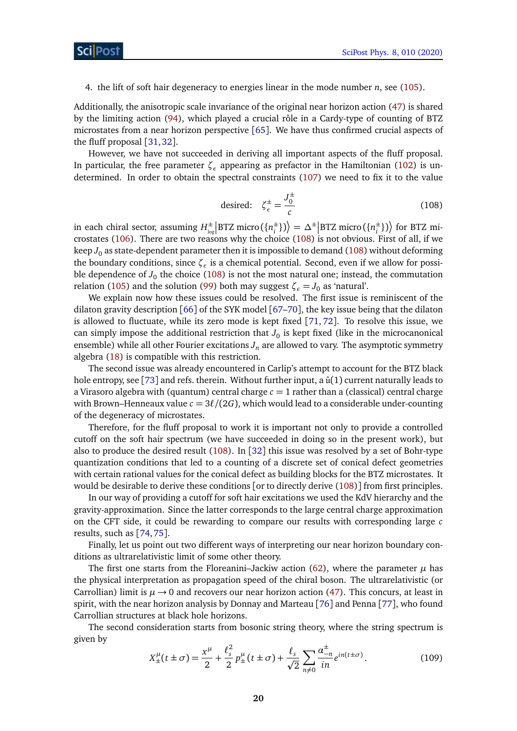4. the lift of soft hair degeneracy to energies linear in the mode number $n$, see (105).

Additionally, the anisotropic scale invariance of the original near horizon action (47) is shared by the limiting action (94), which played a crucial rôle in a Cardy-type of counting of BTZ microstates from a near horizon perspective [65]. We have thus confirmed crucial aspects of the fluff proposal [31, 32].

However, we have not succeeded in deriving all important aspects of the fluff proposal. In particular, the free parameter $\zeta_\epsilon$ appearing as prefactor in the Hamiltonian (102) is undetermined. In order to obtain the spectral constraints (107) we need to fix it to the value

$$\text{desired:} \quad \zeta_\epsilon^\pm = \frac{J_0^\pm}{c} \tag{108}$$

in each chiral sector, assuming $H^\pm_{\text{log}}\big|\text{BTZ micro}(\{n_i^\pm\})\big\rangle = \Delta^\pm\big|\text{BTZ micro}(\{n_i^\pm\})\big\rangle$ for BTZ microstates (106). There are two reasons why the choice (108) is not obvious. First of all, if we keep $J_0$ as state-dependent parameter then it is impossible to demand (108) without deforming the boundary conditions, since $\zeta_\epsilon$ is a chemical potential. Second, even if we allow for possible dependence of $J_0$ the choice (108) is not the most natural one; instead, the commutation relation (105) and the solution (99) both may suggest $\zeta_\epsilon = J_0$ as 'natural'.

We explain now how these issues could be resolved. The first issue is reminiscent of the dilaton gravity description [66] of the SYK model [67–70], the key issue being that the dilaton is allowed to fluctuate, while its zero mode is kept fixed [71, 72]. To resolve this issue, we can simply impose the additional restriction that $J_0$ is kept fixed (like in the microcanonical ensemble) while all other Fourier excitations $J_n$ are allowed to vary. The asymptotic symmetry algebra (18) is compatible with this restriction.

The second issue was already encountered in Carlip's attempt to account for the BTZ black hole entropy, see [73] and refs. therein. Without further input, a $\hat{\mathfrak{u}}(1)$ current naturally leads to a Virasoro algebra with (quantum) central charge $c = 1$ rather than a (classical) central charge with Brown–Henneaux value $c = 3\ell/(2G)$, which would lead to a considerable under-counting of the degeneracy of microstates.

Therefore, for the fluff proposal to work it is important not only to provide a controlled cutoff on the soft hair spectrum (we have succeeded in doing so in the present work), but also to produce the desired result (108). In [32] this issue was resolved by a set of Bohr-type quantization conditions that led to a counting of a discrete set of conical defect geometries with certain rational values for the conical defect as building blocks for the BTZ microstates. It would be desirable to derive these conditions [or to directly derive (108)] from first principles.

In our way of providing a cutoff for soft hair excitations we used the KdV hierarchy and the gravity-approximation. Since the latter corresponds to the large central charge approximation on the CFT side, it could be rewarding to compare our results with corresponding large $c$ results, such as [74, 75].

Finally, let us point out two different ways of interpreting our near horizon boundary conditions as ultrarelativistic limit of some other theory.

The first one starts from the Floreanini–Jackiw action (62), where the parameter $\mu$ has the physical interpretation as propagation speed of the chiral boson. The ultrarelativistic (or Carrollian) limit is $\mu \to 0$ and recovers our near horizon action (47). This concurs, at least in spirit, with the near horizon analysis by Donnay and Marteau [76] and Penna [77], who found Carrollian structures at black hole horizons.

The second consideration starts from bosonic string theory, where the string spectrum is given by

$$X^\mu_\pm(t \pm \sigma) = \frac{x^\mu}{2} + \frac{\ell_s^2}{2}\, p^\mu_\pm(t \pm \sigma) + \frac{\ell_s}{\sqrt{2}} \sum_{n \neq 0} \frac{\alpha^\pm_{-n}}{in} e^{in(t \pm \sigma)}. \tag{109}$$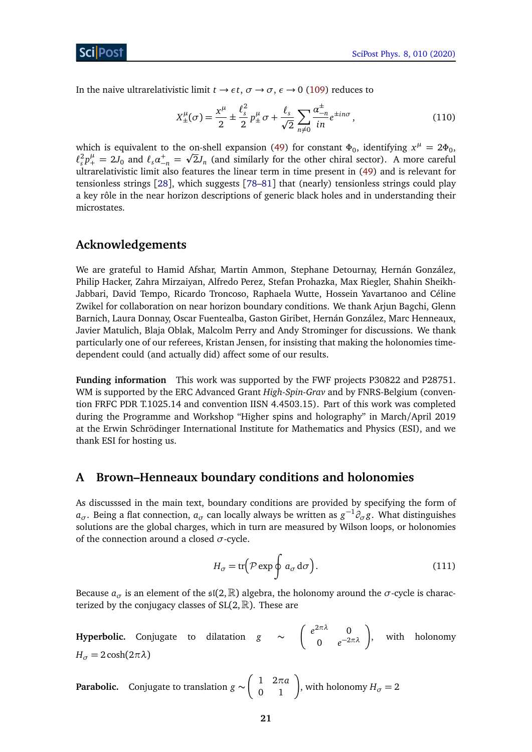In the naive ultrarelativistic limit $t \to \epsilon t$, $\sigma \to \sigma$, $\epsilon \to 0$ (109) reduces to

$$X^\mu_\pm(\sigma) = \frac{x^\mu}{2} \pm \frac{\ell_s^2}{2}\, p^\mu_\pm\, \sigma + \frac{\ell_s}{\sqrt{2}} \sum_{n\neq 0} \frac{\alpha^\pm_{-n}}{in} e^{\pm in\sigma}\,, \tag{110}$$

which is equivalent to the on-shell expansion (49) for constant $\Phi_0$, identifying $x^\mu = 2\Phi_0$, $\ell_s^2 p^\mu_+ = 2J_0$ and $\ell_s \alpha^+_{-n} = \sqrt{2} J_n$ (and similarly for the other chiral sector). A more careful ultrarelativistic limit also features the linear term in time present in (49) and is relevant for tensionless strings [28], which suggests [78–81] that (nearly) tensionless strings could play a key rôle in the near horizon descriptions of generic black holes and in understanding their microstates.

## Acknowledgements

We are grateful to Hamid Afshar, Martin Ammon, Stephane Detournay, Hernán González, Philip Hacker, Zahra Mirzaiyan, Alfredo Perez, Stefan Prohazka, Max Riegler, Shahin Sheikh-Jabbari, David Tempo, Ricardo Troncoso, Raphaela Wutte, Hossein Yavartanoo and Céline Zwikel for collaboration on near horizon boundary conditions. We thank Arjun Bagchi, Glenn Barnich, Laura Donnay, Oscar Fuentealba, Gaston Giribet, Hernán González, Marc Henneaux, Javier Matulich, Blaja Oblak, Malcolm Perry and Andy Strominger for discussions. We thank particularly one of our referees, Kristan Jensen, for insisting that making the holonomies time-dependent could (and actually did) affect some of our results.

**Funding information** This work was supported by the FWF projects P30822 and P28751. WM is supported by the ERC Advanced Grant *High-Spin-Grav* and by FNRS-Belgium (convention FRFC PDR T.1025.14 and convention IISN 4.4503.15). Part of this work was completed during the Programme and Workshop "Higher spins and holography" in March/April 2019 at the Erwin Schrödinger International Institute for Mathematics and Physics (ESI), and we thank ESI for hosting us.

## A Brown–Henneaux boundary conditions and holonomies

As discusssed in the main text, boundary conditions are provided by specifying the form of $a_\sigma$. Being a flat connection, $a_\sigma$ can locally always be written as $g^{-1}\partial_\sigma g$. What distinguishes solutions are the global charges, which in turn are measured by Wilson loops, or holonomies of the connection around a closed $\sigma$-cycle.

$$H_\sigma = \mathrm{tr}\Big(\mathcal{P}\exp\oint a_\sigma\, \mathrm{d}\sigma\Big)\,. \tag{111}$$

Because $a_\sigma$ is an element of the $\mathfrak{sl}(2,\mathbb{R})$ algebra, the holonomy around the $\sigma$-cycle is characterized by the conjugacy classes of $\mathrm{SL}(2,\mathbb{R})$. These are

**Hyperbolic.** Conjugate to dilatation $g \sim \begin{pmatrix} e^{2\pi\lambda} & 0 \\ 0 & e^{-2\pi\lambda} \end{pmatrix}$, with holonomy $H_\sigma = 2\cosh(2\pi\lambda)$

**Parabolic.** Conjugate to translation $g \sim \begin{pmatrix} 1 & 2\pi a \\ 0 & 1 \end{pmatrix}$, with holonomy $H_\sigma = 2$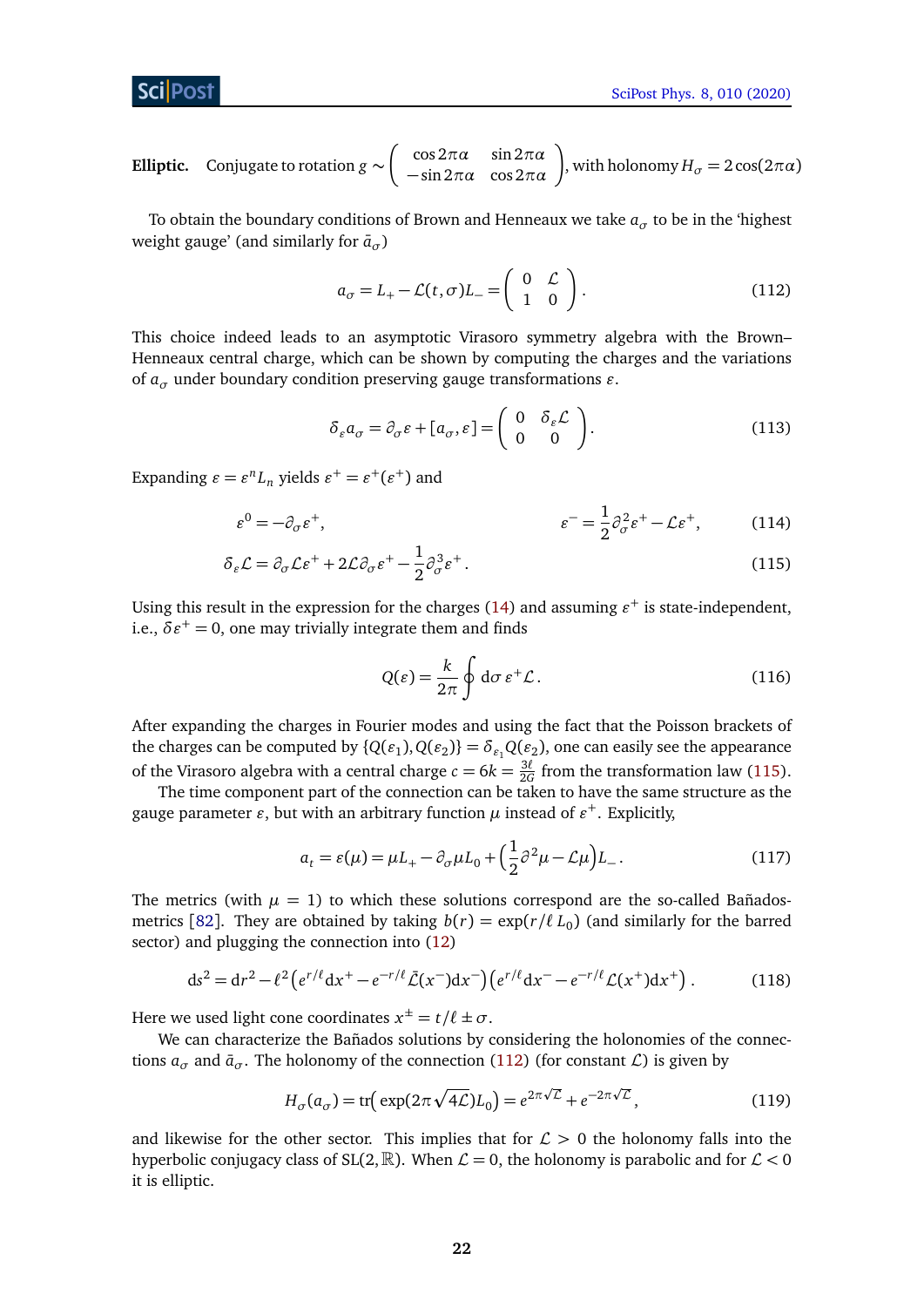**Elliptic.** Conjugate to rotation $g \sim \begin{pmatrix} \cos 2\pi\alpha & \sin 2\pi\alpha \\ -\sin 2\pi\alpha & \cos 2\pi\alpha \end{pmatrix}$, with holonomy $H_\sigma = 2\cos(2\pi\alpha)$

To obtain the boundary conditions of Brown and Henneaux we take $a_\sigma$ to be in the 'highest weight gauge' (and similarly for $\bar{a}_\sigma$)

$$a_\sigma = L_+ - \mathcal{L}(t,\sigma) L_- = \begin{pmatrix} 0 & \mathcal{L} \\ 1 & 0 \end{pmatrix}. \tag{112}$$

This choice indeed leads to an asymptotic Virasoro symmetry algebra with the Brown–Henneaux central charge, which can be shown by computing the charges and the variations of $a_\sigma$ under boundary condition preserving gauge transformations $\varepsilon$.

$$\delta_\varepsilon a_\sigma = \partial_\sigma \varepsilon + [a_\sigma, \varepsilon] = \begin{pmatrix} 0 & \delta_\varepsilon \mathcal{L} \\ 0 & 0 \end{pmatrix}. \tag{113}$$

Expanding $\varepsilon = \varepsilon^n L_n$ yields $\varepsilon^+ = \varepsilon^+(\varepsilon^+)$ and

$$\varepsilon^0 = -\partial_\sigma \varepsilon^+, \qquad \varepsilon^- = \frac{1}{2}\partial_\sigma^2 \varepsilon^+ - \mathcal{L}\varepsilon^+, \tag{114}$$

$$\delta_\varepsilon \mathcal{L} = \partial_\sigma \mathcal{L}\varepsilon^+ + 2\mathcal{L}\partial_\sigma \varepsilon^+ - \frac{1}{2}\partial_\sigma^3 \varepsilon^+. \tag{115}$$

Using this result in the expression for the charges (14) and assuming $\varepsilon^+$ is state-independent, i.e., $\delta \varepsilon^+ = 0$, one may trivially integrate them and finds

$$Q(\varepsilon) = \frac{k}{2\pi} \oint \mathrm{d}\sigma\, \varepsilon^+ \mathcal{L}. \tag{116}$$

After expanding the charges in Fourier modes and using the fact that the Poisson brackets of the charges can be computed by $\{Q(\varepsilon_1), Q(\varepsilon_2)\} = \delta_{\varepsilon_1} Q(\varepsilon_2)$, one can easily see the appearance of the Virasoro algebra with a central charge $c = 6k = \frac{3\ell}{2G}$ from the transformation law (115).

The time component part of the connection can be taken to have the same structure as the gauge parameter $\varepsilon$, but with an arbitrary function $\mu$ instead of $\varepsilon^+$. Explicitly,

$$a_t = \varepsilon(\mu) = \mu L_+ - \partial_\sigma \mu L_0 + \Big(\frac{1}{2}\partial^2 \mu - \mathcal{L}\mu\Big) L_-. \tag{117}$$

The metrics (with $\mu = 1$) to which these solutions correspond are the so-called Bañados-metrics [82]. They are obtained by taking $b(r) = \exp(r/\ell\, L_0)$ (and similarly for the barred sector) and plugging the connection into (12)

$$\mathrm{d}s^2 = \mathrm{d}r^2 - \ell^2 \big(e^{r/\ell}\mathrm{d}x^+ - e^{-r/\ell}\bar{\mathcal{L}}(x^-)\mathrm{d}x^-\big)\big(e^{r/\ell}\mathrm{d}x^- - e^{-r/\ell}\mathcal{L}(x^+)\mathrm{d}x^+\big)\,. \tag{118}$$

Here we used light cone coordinates $x^\pm = t/\ell \pm \sigma$.

We can characterize the Bañados solutions by considering the holonomies of the connections $a_\sigma$ and $\bar{a}_\sigma$. The holonomy of the connection (112) (for constant $\mathcal{L}$) is given by

$$H_\sigma(a_\sigma) = \mathrm{tr}\big(\exp(2\pi\sqrt{4\mathcal{L}})L_0\big) = e^{2\pi\sqrt{\mathcal{L}}} + e^{-2\pi\sqrt{\mathcal{L}}}, \tag{119}$$

and likewise for the other sector. This implies that for $\mathcal{L} > 0$ the holonomy falls into the hyperbolic conjugacy class of $\mathrm{SL}(2,\mathbb{R})$. When $\mathcal{L} = 0$, the holonomy is parabolic and for $\mathcal{L} < 0$ it is elliptic.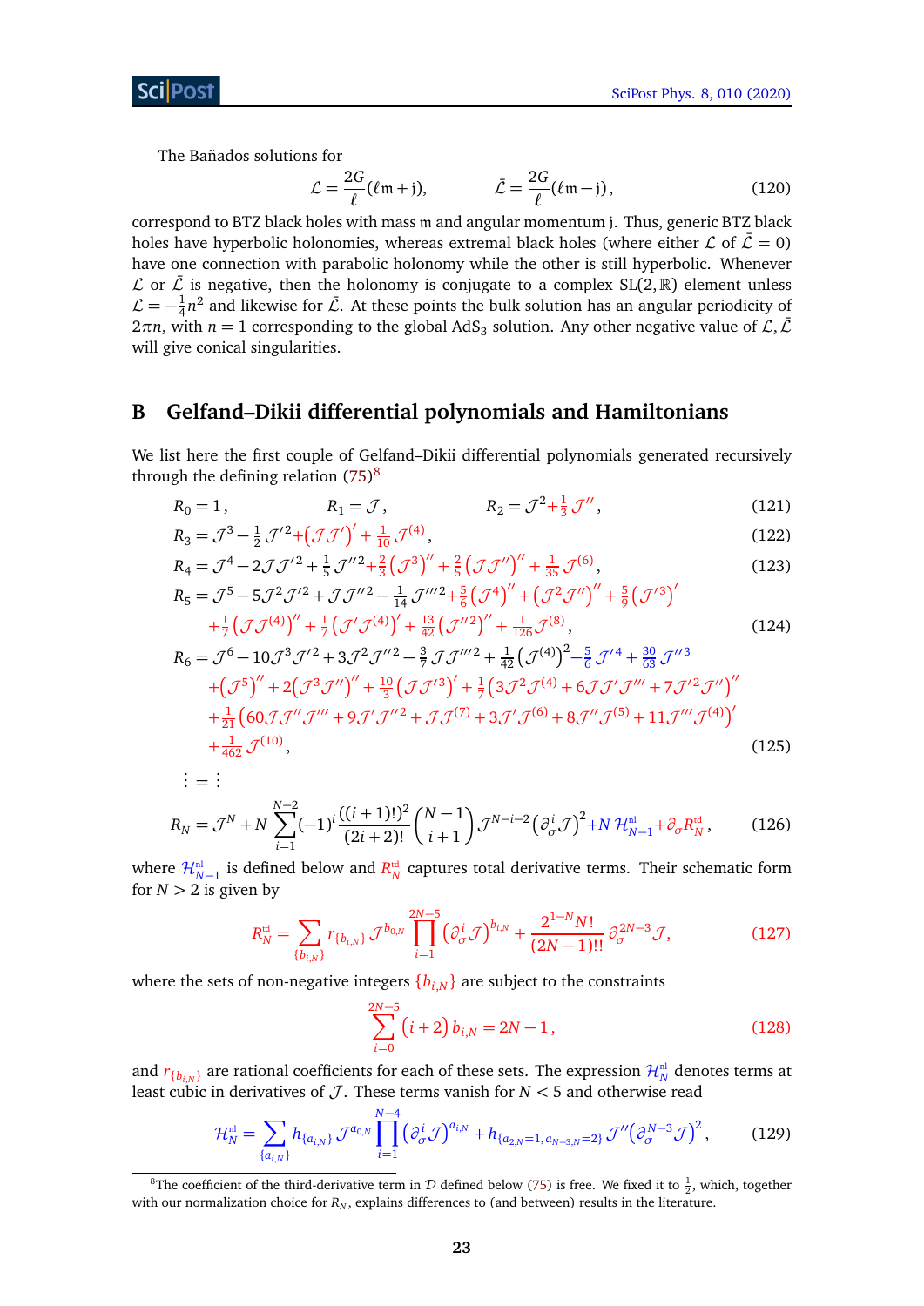The Bañados solutions for

$$\mathcal{L} = \frac{2G}{\ell}(\ell \mathfrak{m} + \mathfrak{j}), \qquad \bar{\mathcal{L}} = \frac{2G}{\ell}(\ell \mathfrak{m} - \mathfrak{j}), \tag{120}$$

correspond to BTZ black holes with mass $\mathfrak{m}$ and angular momentum $\mathfrak{j}$. Thus, generic BTZ black holes have hyperbolic holonomies, whereas extremal black holes (where either $\mathcal{L}$ of $\bar{\mathcal{L}} = 0$) have one connection with parabolic holonomy while the other is still hyperbolic. Whenever $\mathcal{L}$ or $\bar{\mathcal{L}}$ is negative, then the holonomy is conjugate to a complex $SL(2,\mathbb{R})$ element unless $\mathcal{L} = -\frac{1}{4}n^2$ and likewise for $\bar{\mathcal{L}}$. At these points the bulk solution has an angular periodicity of $2\pi n$, with $n = 1$ corresponding to the global AdS$_3$ solution. Any other negative value of $\mathcal{L}, \bar{\mathcal{L}}$ will give conical singularities.

## B Gelfand–Dikii differential polynomials and Hamiltonians

We list here the first couple of Gelfand–Dikii differential polynomials generated recursively through the defining relation (75)[8]

$$R_0 = 1, \qquad R_1 = \mathcal{J}, \qquad R_2 = \mathcal{J}^2 + \tfrac{1}{3}\mathcal{J}'', \tag{121}$$

$$R_3 = \mathcal{J}^3 - \tfrac{1}{2}\mathcal{J}'^2 + \left(\mathcal{J}\mathcal{J}'\right)' + \tfrac{1}{10}\mathcal{J}^{(4)}, \tag{122}$$

$$R_4 = \mathcal{J}^4 - 2\mathcal{J}\mathcal{J}'^2 + \tfrac{1}{5}\mathcal{J}''^2 + \tfrac{2}{3}\left(\mathcal{J}^3\right)'' + \tfrac{2}{5}\left(\mathcal{J}\mathcal{J}''\right)'' + \tfrac{1}{35}\mathcal{J}^{(6)}, \tag{123}$$

$$\begin{aligned} R_5 = {} & \mathcal{J}^5 - 5\mathcal{J}^2\mathcal{J}'^2 + \mathcal{J}\mathcal{J}''^2 - \tfrac{1}{14}\mathcal{J}'''^2 + \tfrac{5}{6}\left(\mathcal{J}^4\right)'' + \left(\mathcal{J}^2\mathcal{J}''\right)'' + \tfrac{5}{9}\left(\mathcal{J}'^3\right)' \\ & + \tfrac{1}{7}\left(\mathcal{J}\mathcal{J}^{(4)}\right)'' + \tfrac{1}{7}\left(\mathcal{J}'\mathcal{J}^{(4)}\right)' + \tfrac{13}{42}\left(\mathcal{J}''^2\right)'' + \tfrac{1}{126}\mathcal{J}^{(8)}, \end{aligned} \tag{124}$$

$$\begin{aligned} R_6 = {} & \mathcal{J}^6 - 10\mathcal{J}^3\mathcal{J}'^2 + 3\mathcal{J}^2\mathcal{J}''^2 - \tfrac{3}{7}\mathcal{J}\mathcal{J}'''^2 + \tfrac{1}{42}\left(\mathcal{J}^{(4)}\right)^2 - \tfrac{5}{6}\mathcal{J}'^4 + \tfrac{30}{63}\mathcal{J}''^3 \\ & + \left(\mathcal{J}^5\right)'' + 2\left(\mathcal{J}^3\mathcal{J}''\right)'' + \tfrac{10}{3}\left(\mathcal{J}\mathcal{J}'^3\right)' + \tfrac{1}{7}\left(3\mathcal{J}^2\mathcal{J}^{(4)} + 6\mathcal{J}\mathcal{J}'\mathcal{J}''' + 7\mathcal{J}'^2\mathcal{J}''\right)'' \\ & + \tfrac{1}{21}\left(60\mathcal{J}\mathcal{J}''\mathcal{J}''' + 9\mathcal{J}'\mathcal{J}''^2 + \mathcal{J}\mathcal{J}^{(7)} + 3\mathcal{J}'\mathcal{J}^{(6)} + 8\mathcal{J}''\mathcal{J}^{(5)} + 11\mathcal{J}'''\mathcal{J}^{(4)}\right)' \\ & + \tfrac{1}{462}\mathcal{J}^{(10)}, \end{aligned} \tag{125}$$

$$\vdots = \vdots$$

$$R_N = \mathcal{J}^N + N\sum_{i=1}^{N-2}(-1)^i \frac{((i+1)!)^2}{(2i+2)!}\binom{N-1}{i+1}\mathcal{J}^{N-i-2}\left(\partial_\sigma^i\mathcal{J}\right)^2 + N\,\mathcal{H}^{\text{nl}}_{N-1} + \partial_\sigma R^{\text{td}}_N, \tag{126}$$

where $\mathcal{H}^{\text{nl}}_{N-1}$ is defined below and $R^{\text{td}}_N$ captures total derivative terms. Their schematic form for $N > 2$ is given by

$$R^{\text{td}}_N = \sum_{\{b_{i,N}\}} r_{\{b_{i,N}\}}\mathcal{J}^{b_{0,N}}\prod_{i=1}^{2N-5}\left(\partial_\sigma^i\mathcal{J}\right)^{b_{i,N}} + \frac{2^{1-N}N!}{(2N-1)!!}\partial_\sigma^{2N-3}\mathcal{J}, \tag{127}$$

where the sets of non-negative integers $\{b_{i,N}\}$ are subject to the constraints

$$\sum_{i=0}^{2N-5}(i+2)\,b_{i,N} = 2N-1, \tag{128}$$

and $r_{\{b_{i,N}\}}$ are rational coefficients for each of these sets. The expression $\mathcal{H}^{\text{nl}}_N$ denotes terms at least cubic in derivatives of $\mathcal{J}$. These terms vanish for $N < 5$ and otherwise read

$$\mathcal{H}^{\text{nl}}_N = \sum_{\{a_{i,N}\}} h_{\{a_{i,N}\}}\mathcal{J}^{a_{0,N}}\prod_{i=1}^{N-4}\left(\partial_\sigma^i\mathcal{J}\right)^{a_{i,N}} + h_{\{a_{2,N}=1,\,a_{N-3,N}=2\}}\mathcal{J}''\left(\partial_\sigma^{N-3}\mathcal{J}\right)^2, \tag{129}$$

[8] The coefficient of the third-derivative term in $\mathcal{D}$ defined below (75) is free. We fixed it to $\frac{1}{2}$, which, together with our normalization choice for $R_N$, explains differences to (and between) results in the literature.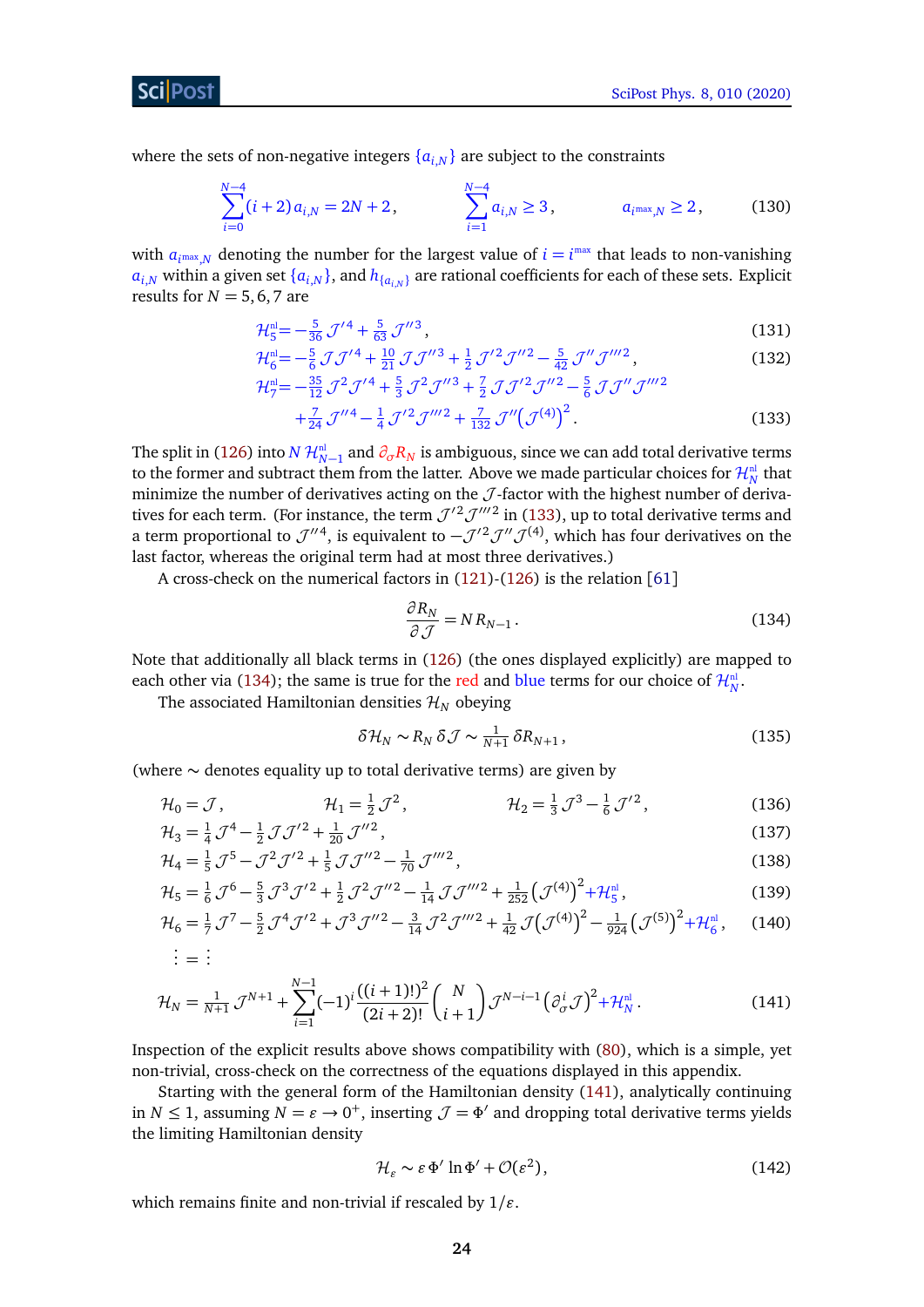where the sets of non-negative integers $\{a_{i,N}\}$ are subject to the constraints

$$\sum_{i=0}^{N-4}(i+2)\,a_{i,N} = 2N+2\,, \qquad \sum_{i=1}^{N-4} a_{i,N} \geq 3\,, \qquad a_{i^{\max},N} \geq 2\,, \tag{130}$$

with $a_{i^{\max},N}$ denoting the number for the largest value of $i = i^{\max}$ that leads to non-vanishing $a_{i,N}$ within a given set $\{a_{i,N}\}$, and $h_{\{a_{i,N}\}}$ are rational coefficients for each of these sets. Explicit results for $N = 5,6,7$ are

$$\mathcal{H}_5^{\text{nl}} = -\tfrac{5}{36}\,\mathcal{J}'^4 + \tfrac{5}{63}\,\mathcal{J}''^3\,, \tag{131}$$

$$\mathcal{H}_6^{\text{nl}} = -\tfrac{5}{6}\,\mathcal{J}\mathcal{J}'^4 + \tfrac{10}{21}\,\mathcal{J}\mathcal{J}''^3 + \tfrac{1}{2}\,\mathcal{J}'^2\mathcal{J}''^2 - \tfrac{5}{42}\,\mathcal{J}''\mathcal{J}'''^2\,, \tag{132}$$

$$\begin{aligned}\mathcal{H}_7^{\text{nl}} = &-\tfrac{35}{12}\,\mathcal{J}^2\mathcal{J}'^4 + \tfrac{5}{3}\,\mathcal{J}^2\mathcal{J}''^3 + \tfrac{7}{2}\,\mathcal{J}\mathcal{J}'^2\mathcal{J}''^2 - \tfrac{5}{6}\,\mathcal{J}\mathcal{J}''\mathcal{J}'''^2 \\ &+ \tfrac{7}{24}\,\mathcal{J}''^4 - \tfrac{1}{4}\,\mathcal{J}'^2\mathcal{J}'''^2 + \tfrac{7}{132}\,\mathcal{J}''\big(\mathcal{J}^{(4)}\big)^2\,.\end{aligned} \tag{133}$$

The split in (126) into $N\,\mathcal{H}_{N-1}^{\text{nl}}$ and $\partial_\sigma R_N$ is ambiguous, since we can add total derivative terms to the former and subtract them from the latter. Above we made particular choices for $\mathcal{H}_N^{\text{nl}}$ that minimize the number of derivatives acting on the $\mathcal{J}$-factor with the highest number of derivatives for each term. (For instance, the term $\mathcal{J}'^2\mathcal{J}'''^2$ in (133), up to total derivative terms and a term proportional to $\mathcal{J}''^4$, is equivalent to $-\mathcal{J}'^2\mathcal{J}''\mathcal{J}^{(4)}$, which has four derivatives on the last factor, whereas the original term had at most three derivatives.)

A cross-check on the numerical factors in (121)-(126) is the relation [61]

$$\frac{\partial R_N}{\partial \mathcal{J}} = N\,R_{N-1}\,. \tag{134}$$

Note that additionally all black terms in (126) (the ones displayed explicitly) are mapped to each other via (134); the same is true for the red and blue terms for our choice of $\mathcal{H}_N^{\text{nl}}$.

The associated Hamiltonian densities $\mathcal{H}_N$ obeying

$$\delta\mathcal{H}_N \sim R_N\,\delta\mathcal{J} \sim \tfrac{1}{N+1}\,\delta R_{N+1}\,, \tag{135}$$

(where $\sim$ denotes equality up to total derivative terms) are given by

$$\mathcal{H}_0 = \mathcal{J}\,, \qquad \mathcal{H}_1 = \tfrac{1}{2}\,\mathcal{J}^2\,, \qquad \mathcal{H}_2 = \tfrac{1}{3}\,\mathcal{J}^3 - \tfrac{1}{6}\,\mathcal{J}'^2\,, \tag{136}$$

$$\mathcal{H}_3 = \tfrac{1}{4}\,\mathcal{J}^4 - \tfrac{1}{2}\,\mathcal{J}\mathcal{J}'^2 + \tfrac{1}{20}\,\mathcal{J}''^2\,, \tag{137}$$

$$\mathcal{H}_4 = \tfrac{1}{5}\,\mathcal{J}^5 - \mathcal{J}^2\mathcal{J}'^2 + \tfrac{1}{5}\,\mathcal{J}\mathcal{J}''^2 - \tfrac{1}{70}\,\mathcal{J}'''^2\,, \tag{138}$$

$$\mathcal{H}_5 = \tfrac{1}{6}\,\mathcal{J}^6 - \tfrac{5}{3}\,\mathcal{J}^3\mathcal{J}'^2 + \tfrac{1}{2}\,\mathcal{J}^2\mathcal{J}''^2 - \tfrac{1}{14}\,\mathcal{J}\mathcal{J}'''^2 + \tfrac{1}{252}\big(\mathcal{J}^{(4)}\big)^2 + \mathcal{H}_5^{\text{nl}}\,, \tag{139}$$

$$\mathcal{H}_6 = \tfrac{1}{7}\,\mathcal{J}^7 - \tfrac{5}{2}\,\mathcal{J}^4\mathcal{J}'^2 + \mathcal{J}^3\mathcal{J}''^2 - \tfrac{3}{14}\,\mathcal{J}^2\mathcal{J}'''^2 + \tfrac{1}{42}\,\mathcal{J}\big(\mathcal{J}^{(4)}\big)^2 - \tfrac{1}{924}\big(\mathcal{J}^{(5)}\big)^2 + \mathcal{H}_6^{\text{nl}}\,, \tag{140}$$

$$\vdots = \vdots$$

$$\mathcal{H}_N = \tfrac{1}{N+1}\,\mathcal{J}^{N+1} + \sum_{i=1}^{N-1}(-1)^i\frac{((i+1)!)^2}{(2i+2)!}\binom{N}{i+1}\mathcal{J}^{N-i-1}\big(\partial_\sigma^i\mathcal{J}\big)^2 + \mathcal{H}_N^{\text{nl}}\,. \tag{141}$$

Inspection of the explicit results above shows compatibility with (80), which is a simple, yet non-trivial, cross-check on the correctness of the equations displayed in this appendix.

Starting with the general form of the Hamiltonian density (141), analytically continuing in $N \leq 1$, assuming $N = \varepsilon \to 0^+$, inserting $\mathcal{J} = \Phi'$ and dropping total derivative terms yields the limiting Hamiltonian density

$$\mathcal{H}_\varepsilon \sim \varepsilon\,\Phi'\ln\Phi' + \mathcal{O}(\varepsilon^2)\,, \tag{142}$$

which remains finite and non-trivial if rescaled by $1/\varepsilon$.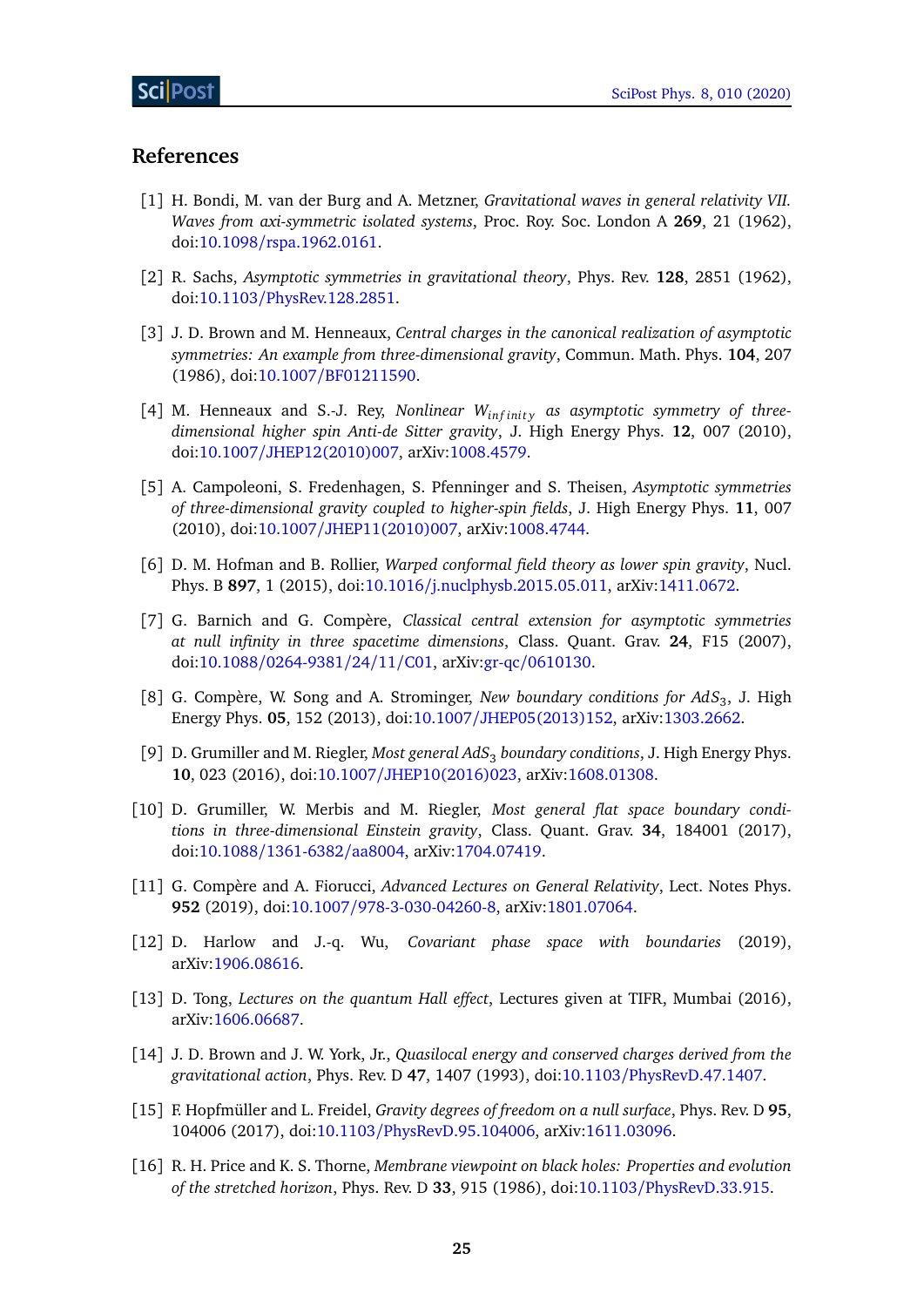## References

[1] H. Bondi, M. van der Burg and A. Metzner, *Gravitational waves in general relativity VII. Waves from axi-symmetric isolated systems*, Proc. Roy. Soc. London A **269**, 21 (1962), doi:10.1098/rspa.1962.0161.

[2] R. Sachs, *Asymptotic symmetries in gravitational theory*, Phys. Rev. **128**, 2851 (1962), doi:10.1103/PhysRev.128.2851.

[3] J. D. Brown and M. Henneaux, *Central charges in the canonical realization of asymptotic symmetries: An example from three-dimensional gravity*, Commun. Math. Phys. **104**, 207 (1986), doi:10.1007/BF01211590.

[4] M. Henneaux and S.-J. Rey, *Nonlinear $W_{infinity}$ as asymptotic symmetry of three-dimensional higher spin Anti-de Sitter gravity*, J. High Energy Phys. **12**, 007 (2010), doi:10.1007/JHEP12(2010)007, arXiv:1008.4579.

[5] A. Campoleoni, S. Fredenhagen, S. Pfenninger and S. Theisen, *Asymptotic symmetries of three-dimensional gravity coupled to higher-spin fields*, J. High Energy Phys. **11**, 007 (2010), doi:10.1007/JHEP11(2010)007, arXiv:1008.4744.

[6] D. M. Hofman and B. Rollier, *Warped conformal field theory as lower spin gravity*, Nucl. Phys. B **897**, 1 (2015), doi:10.1016/j.nuclphysb.2015.05.011, arXiv:1411.0672.

[7] G. Barnich and G. Compère, *Classical central extension for asymptotic symmetries at null infinity in three spacetime dimensions*, Class. Quant. Grav. **24**, F15 (2007), doi:10.1088/0264-9381/24/11/C01, arXiv:gr-qc/0610130.

[8] G. Compère, W. Song and A. Strominger, *New boundary conditions for $AdS_3$*, J. High Energy Phys. **05**, 152 (2013), doi:10.1007/JHEP05(2013)152, arXiv:1303.2662.

[9] D. Grumiller and M. Riegler, *Most general $AdS_3$ boundary conditions*, J. High Energy Phys. **10**, 023 (2016), doi:10.1007/JHEP10(2016)023, arXiv:1608.01308.

[10] D. Grumiller, W. Merbis and M. Riegler, *Most general flat space boundary conditions in three-dimensional Einstein gravity*, Class. Quant. Grav. **34**, 184001 (2017), doi:10.1088/1361-6382/aa8004, arXiv:1704.07419.

[11] G. Compère and A. Fiorucci, *Advanced Lectures on General Relativity*, Lect. Notes Phys. **952** (2019), doi:10.1007/978-3-030-04260-8, arXiv:1801.07064.

[12] D. Harlow and J.-q. Wu, *Covariant phase space with boundaries* (2019), arXiv:1906.08616.

[13] D. Tong, *Lectures on the quantum Hall effect*, Lectures given at TIFR, Mumbai (2016), arXiv:1606.06687.

[14] J. D. Brown and J. W. York, Jr., *Quasilocal energy and conserved charges derived from the gravitational action*, Phys. Rev. D **47**, 1407 (1993), doi:10.1103/PhysRevD.47.1407.

[15] F. Hopfmüller and L. Freidel, *Gravity degrees of freedom on a null surface*, Phys. Rev. D **95**, 104006 (2017), doi:10.1103/PhysRevD.95.104006, arXiv:1611.03096.

[16] R. H. Price and K. S. Thorne, *Membrane viewpoint on black holes: Properties and evolution of the stretched horizon*, Phys. Rev. D **33**, 915 (1986), doi:10.1103/PhysRevD.33.915.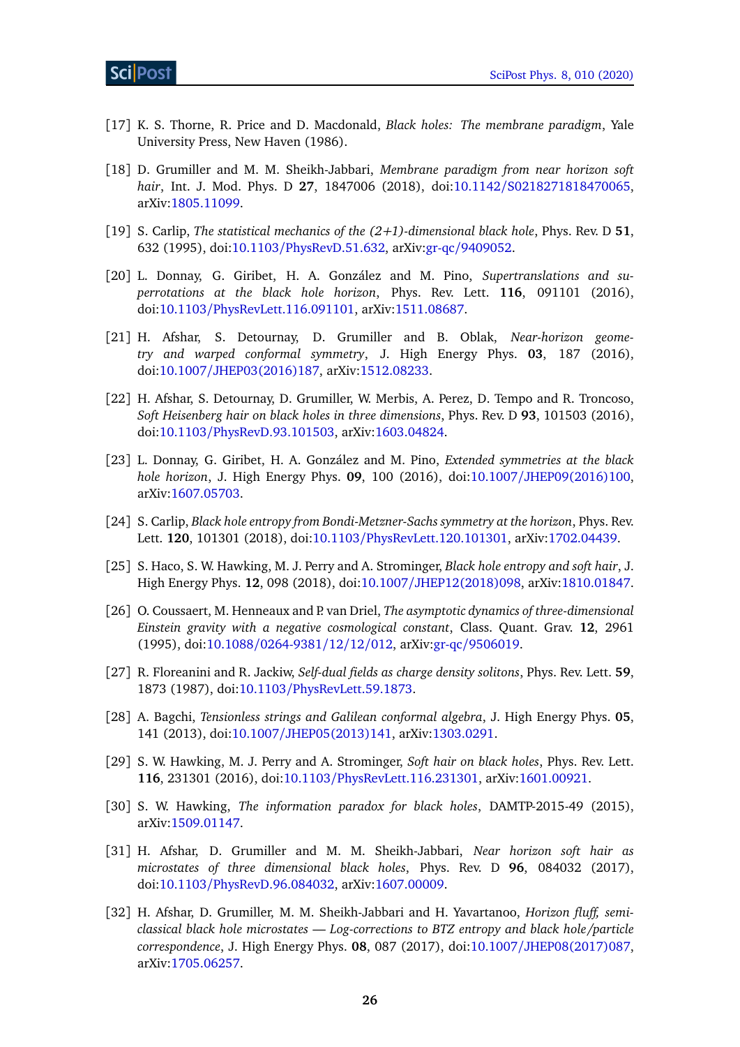[17] K. S. Thorne, R. Price and D. Macdonald, *Black holes: The membrane paradigm*, Yale University Press, New Haven (1986).

[18] D. Grumiller and M. M. Sheikh-Jabbari, *Membrane paradigm from near horizon soft hair*, Int. J. Mod. Phys. D **27**, 1847006 (2018), doi:10.1142/S0218271818470065, arXiv:1805.11099.

[19] S. Carlip, *The statistical mechanics of the (2+1)-dimensional black hole*, Phys. Rev. D **51**, 632 (1995), doi:10.1103/PhysRevD.51.632, arXiv:gr-qc/9409052.

[20] L. Donnay, G. Giribet, H. A. González and M. Pino, *Supertranslations and superrotations at the black hole horizon*, Phys. Rev. Lett. **116**, 091101 (2016), doi:10.1103/PhysRevLett.116.091101, arXiv:1511.08687.

[21] H. Afshar, S. Detournay, D. Grumiller and B. Oblak, *Near-horizon geometry and warped conformal symmetry*, J. High Energy Phys. **03**, 187 (2016), doi:10.1007/JHEP03(2016)187, arXiv:1512.08233.

[22] H. Afshar, S. Detournay, D. Grumiller, W. Merbis, A. Perez, D. Tempo and R. Troncoso, *Soft Heisenberg hair on black holes in three dimensions*, Phys. Rev. D **93**, 101503 (2016), doi:10.1103/PhysRevD.93.101503, arXiv:1603.04824.

[23] L. Donnay, G. Giribet, H. A. González and M. Pino, *Extended symmetries at the black hole horizon*, J. High Energy Phys. **09**, 100 (2016), doi:10.1007/JHEP09(2016)100, arXiv:1607.05703.

[24] S. Carlip, *Black hole entropy from Bondi-Metzner-Sachs symmetry at the horizon*, Phys. Rev. Lett. **120**, 101301 (2018), doi:10.1103/PhysRevLett.120.101301, arXiv:1702.04439.

[25] S. Haco, S. W. Hawking, M. J. Perry and A. Strominger, *Black hole entropy and soft hair*, J. High Energy Phys. **12**, 098 (2018), doi:10.1007/JHEP12(2018)098, arXiv:1810.01847.

[26] O. Coussaert, M. Henneaux and P. van Driel, *The asymptotic dynamics of three-dimensional Einstein gravity with a negative cosmological constant*, Class. Quant. Grav. **12**, 2961 (1995), doi:10.1088/0264-9381/12/12/012, arXiv:gr-qc/9506019.

[27] R. Floreanini and R. Jackiw, *Self-dual fields as charge density solitons*, Phys. Rev. Lett. **59**, 1873 (1987), doi:10.1103/PhysRevLett.59.1873.

[28] A. Bagchi, *Tensionless strings and Galilean conformal algebra*, J. High Energy Phys. **05**, 141 (2013), doi:10.1007/JHEP05(2013)141, arXiv:1303.0291.

[29] S. W. Hawking, M. J. Perry and A. Strominger, *Soft hair on black holes*, Phys. Rev. Lett. **116**, 231301 (2016), doi:10.1103/PhysRevLett.116.231301, arXiv:1601.00921.

[30] S. W. Hawking, *The information paradox for black holes*, DAMTP-2015-49 (2015), arXiv:1509.01147.

[31] H. Afshar, D. Grumiller and M. M. Sheikh-Jabbari, *Near horizon soft hair as microstates of three dimensional black holes*, Phys. Rev. D **96**, 084032 (2017), doi:10.1103/PhysRevD.96.084032, arXiv:1607.00009.

[32] H. Afshar, D. Grumiller, M. M. Sheikh-Jabbari and H. Yavartanoo, *Horizon fluff, semi-classical black hole microstates — Log-corrections to BTZ entropy and black hole/particle correspondence*, J. High Energy Phys. **08**, 087 (2017), doi:10.1007/JHEP08(2017)087, arXiv:1705.06257.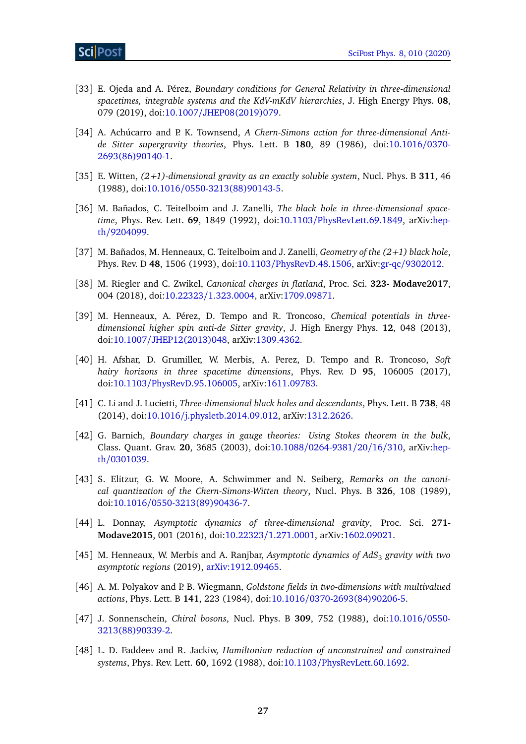[33] E. Ojeda and A. Pérez, *Boundary conditions for General Relativity in three-dimensional spacetimes, integrable systems and the KdV-mKdV hierarchies*, J. High Energy Phys. **08**, 079 (2019), doi:10.1007/JHEP08(2019)079.

[34] A. Achúcarro and P. K. Townsend, *A Chern-Simons action for three-dimensional Anti-de Sitter supergravity theories*, Phys. Lett. B **180**, 89 (1986), doi:10.1016/0370-2693(86)90140-1.

[35] E. Witten, *(2+1)-dimensional gravity as an exactly soluble system*, Nucl. Phys. B **311**, 46 (1988), doi:10.1016/0550-3213(88)90143-5.

[36] M. Bañados, C. Teitelboim and J. Zanelli, *The black hole in three-dimensional spacetime*, Phys. Rev. Lett. **69**, 1849 (1992), doi:10.1103/PhysRevLett.69.1849, arXiv:hep-th/9204099.

[37] M. Bañados, M. Henneaux, C. Teitelboim and J. Zanelli, *Geometry of the (2+1) black hole*, Phys. Rev. D **48**, 1506 (1993), doi:10.1103/PhysRevD.48.1506, arXiv:gr-qc/9302012.

[38] M. Riegler and C. Zwikel, *Canonical charges in flatland*, Proc. Sci. **323- Modave2017**, 004 (2018), doi:10.22323/1.323.0004, arXiv:1709.09871.

[39] M. Henneaux, A. Pérez, D. Tempo and R. Troncoso, *Chemical potentials in three-dimensional higher spin anti-de Sitter gravity*, J. High Energy Phys. **12**, 048 (2013), doi:10.1007/JHEP12(2013)048, arXiv:1309.4362.

[40] H. Afshar, D. Grumiller, W. Merbis, A. Perez, D. Tempo and R. Troncoso, *Soft hairy horizons in three spacetime dimensions*, Phys. Rev. D **95**, 106005 (2017), doi:10.1103/PhysRevD.95.106005, arXiv:1611.09783.

[41] C. Li and J. Lucietti, *Three-dimensional black holes and descendants*, Phys. Lett. B **738**, 48 (2014), doi:10.1016/j.physletb.2014.09.012, arXiv:1312.2626.

[42] G. Barnich, *Boundary charges in gauge theories: Using Stokes theorem in the bulk*, Class. Quant. Grav. **20**, 3685 (2003), doi:10.1088/0264-9381/20/16/310, arXiv:hep-th/0301039.

[43] S. Elitzur, G. W. Moore, A. Schwimmer and N. Seiberg, *Remarks on the canonical quantization of the Chern-Simons-Witten theory*, Nucl. Phys. B **326**, 108 (1989), doi:10.1016/0550-3213(89)90436-7.

[44] L. Donnay, *Asymptotic dynamics of three-dimensional gravity*, Proc. Sci. **271-Modave2015**, 001 (2016), doi:10.22323/1.271.0001, arXiv:1602.09021.

[45] M. Henneaux, W. Merbis and A. Ranjbar, *Asymptotic dynamics of AdS$_3$ gravity with two asymptotic regions* (2019), arXiv:1912.09465.

[46] A. M. Polyakov and P. B. Wiegmann, *Goldstone fields in two-dimensions with multivalued actions*, Phys. Lett. B **141**, 223 (1984), doi:10.1016/0370-2693(84)90206-5.

[47] J. Sonnenschein, *Chiral bosons*, Nucl. Phys. B **309**, 752 (1988), doi:10.1016/0550-3213(88)90339-2.

[48] L. D. Faddeev and R. Jackiw, *Hamiltonian reduction of unconstrained and constrained systems*, Phys. Rev. Lett. **60**, 1692 (1988), doi:10.1103/PhysRevLett.60.1692.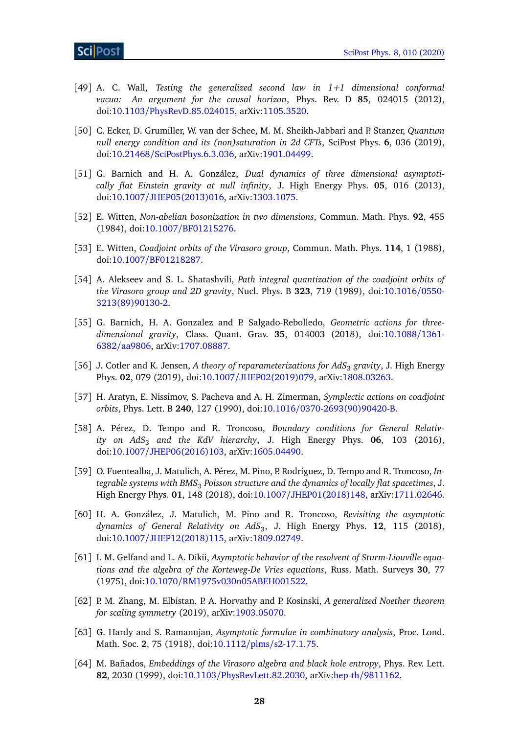[49] A. C. Wall, *Testing the generalized second law in 1+1 dimensional conformal vacua: An argument for the causal horizon*, Phys. Rev. D **85**, 024015 (2012), doi:10.1103/PhysRevD.85.024015, arXiv:1105.3520.

[50] C. Ecker, D. Grumiller, W. van der Schee, M. M. Sheikh-Jabbari and P. Stanzer, *Quantum null energy condition and its (non)saturation in 2d CFTs*, SciPost Phys. **6**, 036 (2019), doi:10.21468/SciPostPhys.6.3.036, arXiv:1901.04499.

[51] G. Barnich and H. A. González, *Dual dynamics of three dimensional asymptotically flat Einstein gravity at null infinity*, J. High Energy Phys. **05**, 016 (2013), doi:10.1007/JHEP05(2013)016, arXiv:1303.1075.

[52] E. Witten, *Non-abelian bosonization in two dimensions*, Commun. Math. Phys. **92**, 455 (1984), doi:10.1007/BF01215276.

[53] E. Witten, *Coadjoint orbits of the Virasoro group*, Commun. Math. Phys. **114**, 1 (1988), doi:10.1007/BF01218287.

[54] A. Alekseev and S. L. Shatashvili, *Path integral quantization of the coadjoint orbits of the Virasoro group and 2D gravity*, Nucl. Phys. B **323**, 719 (1989), doi:10.1016/0550-3213(89)90130-2.

[55] G. Barnich, H. A. Gonzalez and P. Salgado-Rebolledo, *Geometric actions for three-dimensional gravity*, Class. Quant. Grav. **35**, 014003 (2018), doi:10.1088/1361-6382/aa9806, arXiv:1707.08887.

[56] J. Cotler and K. Jensen, *A theory of reparameterizations for AdS$_3$ gravity*, J. High Energy Phys. **02**, 079 (2019), doi:10.1007/JHEP02(2019)079, arXiv:1808.03263.

[57] H. Aratyn, E. Nissimov, S. Pacheva and A. H. Zimerman, *Symplectic actions on coadjoint orbits*, Phys. Lett. B **240**, 127 (1990), doi:10.1016/0370-2693(90)90420-B.

[58] A. Pérez, D. Tempo and R. Troncoso, *Boundary conditions for General Relativity on AdS$_3$ and the KdV hierarchy*, J. High Energy Phys. **06**, 103 (2016), doi:10.1007/JHEP06(2016)103, arXiv:1605.04490.

[59] O. Fuentealba, J. Matulich, A. Pérez, M. Pino, P. Rodríguez, D. Tempo and R. Troncoso, *Integrable systems with BMS$_3$ Poisson structure and the dynamics of locally flat spacetimes*, J. High Energy Phys. **01**, 148 (2018), doi:10.1007/JHEP01(2018)148, arXiv:1711.02646.

[60] H. A. González, J. Matulich, M. Pino and R. Troncoso, *Revisiting the asymptotic dynamics of General Relativity on AdS$_3$*, J. High Energy Phys. **12**, 115 (2018), doi:10.1007/JHEP12(2018)115, arXiv:1809.02749.

[61] I. M. Gelfand and L. A. Dikii, *Asymptotic behavior of the resolvent of Sturm-Liouville equations and the algebra of the Korteweg-De Vries equations*, Russ. Math. Surveys **30**, 77 (1975), doi:10.1070/RM1975v030n05ABEH001522.

[62] P. M. Zhang, M. Elbistan, P. A. Horvathy and P. Kosinski, *A generalized Noether theorem for scaling symmetry* (2019), arXiv:1903.05070.

[63] G. Hardy and S. Ramanujan, *Asymptotic formulae in combinatory analysis*, Proc. Lond. Math. Soc. **2**, 75 (1918), doi:10.1112/plms/s2-17.1.75.

[64] M. Bañados, *Embeddings of the Virasoro algebra and black hole entropy*, Phys. Rev. Lett. **82**, 2030 (1999), doi:10.1103/PhysRevLett.82.2030, arXiv:hep-th/9811162.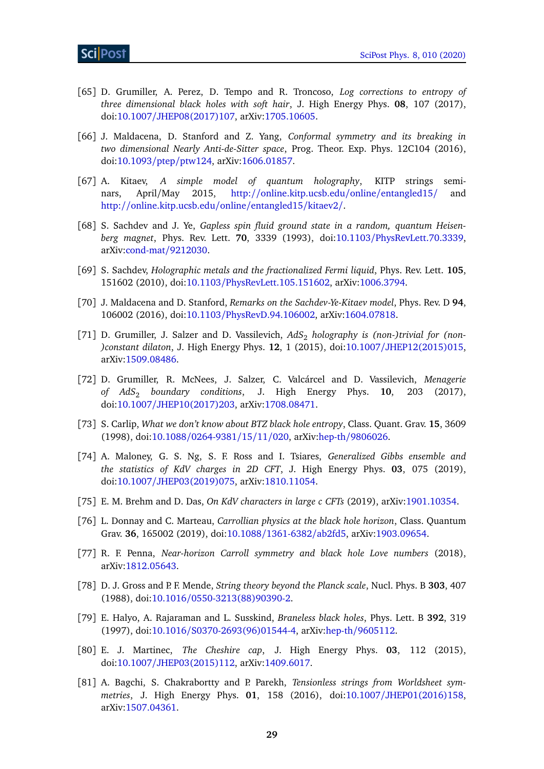[65] D. Grumiller, A. Perez, D. Tempo and R. Troncoso, *Log corrections to entropy of three dimensional black holes with soft hair*, J. High Energy Phys. **08**, 107 (2017), doi:10.1007/JHEP08(2017)107, arXiv:1705.10605.

[66] J. Maldacena, D. Stanford and Z. Yang, *Conformal symmetry and its breaking in two dimensional Nearly Anti-de-Sitter space*, Prog. Theor. Exp. Phys. 12C104 (2016), doi:10.1093/ptep/ptw124, arXiv:1606.01857.

[67] A. Kitaev, *A simple model of quantum holography*, KITP strings seminars, April/May 2015, http://online.kitp.ucsb.edu/online/entangled15/ and http://online.kitp.ucsb.edu/online/entangled15/kitaev2/.

[68] S. Sachdev and J. Ye, *Gapless spin fluid ground state in a random, quantum Heisenberg magnet*, Phys. Rev. Lett. **70**, 3339 (1993), doi:10.1103/PhysRevLett.70.3339, arXiv:cond-mat/9212030.

[69] S. Sachdev, *Holographic metals and the fractionalized Fermi liquid*, Phys. Rev. Lett. **105**, 151602 (2010), doi:10.1103/PhysRevLett.105.151602, arXiv:1006.3794.

[70] J. Maldacena and D. Stanford, *Remarks on the Sachdev-Ye-Kitaev model*, Phys. Rev. D **94**, 106002 (2016), doi:10.1103/PhysRevD.94.106002, arXiv:1604.07818.

[71] D. Grumiller, J. Salzer and D. Vassilevich, *$AdS_2$ holography is (non-)trivial for (non-)constant dilaton*, J. High Energy Phys. **12**, 1 (2015), doi:10.1007/JHEP12(2015)015, arXiv:1509.08486.

[72] D. Grumiller, R. McNees, J. Salzer, C. Valcárcel and D. Vassilevich, *Menagerie of $AdS_2$ boundary conditions*, J. High Energy Phys. **10**, 203 (2017), doi:10.1007/JHEP10(2017)203, arXiv:1708.08471.

[73] S. Carlip, *What we don't know about BTZ black hole entropy*, Class. Quant. Grav. **15**, 3609 (1998), doi:10.1088/0264-9381/15/11/020, arXiv:hep-th/9806026.

[74] A. Maloney, G. S. Ng, S. F. Ross and I. Tsiares, *Generalized Gibbs ensemble and the statistics of KdV charges in 2D CFT*, J. High Energy Phys. **03**, 075 (2019), doi:10.1007/JHEP03(2019)075, arXiv:1810.11054.

[75] E. M. Brehm and D. Das, *On KdV characters in large c CFTs* (2019), arXiv:1901.10354.

[76] L. Donnay and C. Marteau, *Carrollian physics at the black hole horizon*, Class. Quantum Grav. **36**, 165002 (2019), doi:10.1088/1361-6382/ab2fd5, arXiv:1903.09654.

[77] R. F. Penna, *Near-horizon Carroll symmetry and black hole Love numbers* (2018), arXiv:1812.05643.

[78] D. J. Gross and P. F. Mende, *String theory beyond the Planck scale*, Nucl. Phys. B **303**, 407 (1988), doi:10.1016/0550-3213(88)90390-2.

[79] E. Halyo, A. Rajaraman and L. Susskind, *Braneless black holes*, Phys. Lett. B **392**, 319 (1997), doi:10.1016/S0370-2693(96)01544-4, arXiv:hep-th/9605112.

[80] E. J. Martinec, *The Cheshire cap*, J. High Energy Phys. **03**, 112 (2015), doi:10.1007/JHEP03(2015)112, arXiv:1409.6017.

[81] A. Bagchi, S. Chakrabortty and P. Parekh, *Tensionless strings from Worldsheet symmetries*, J. High Energy Phys. **01**, 158 (2016), doi:10.1007/JHEP01(2016)158, arXiv:1507.04361.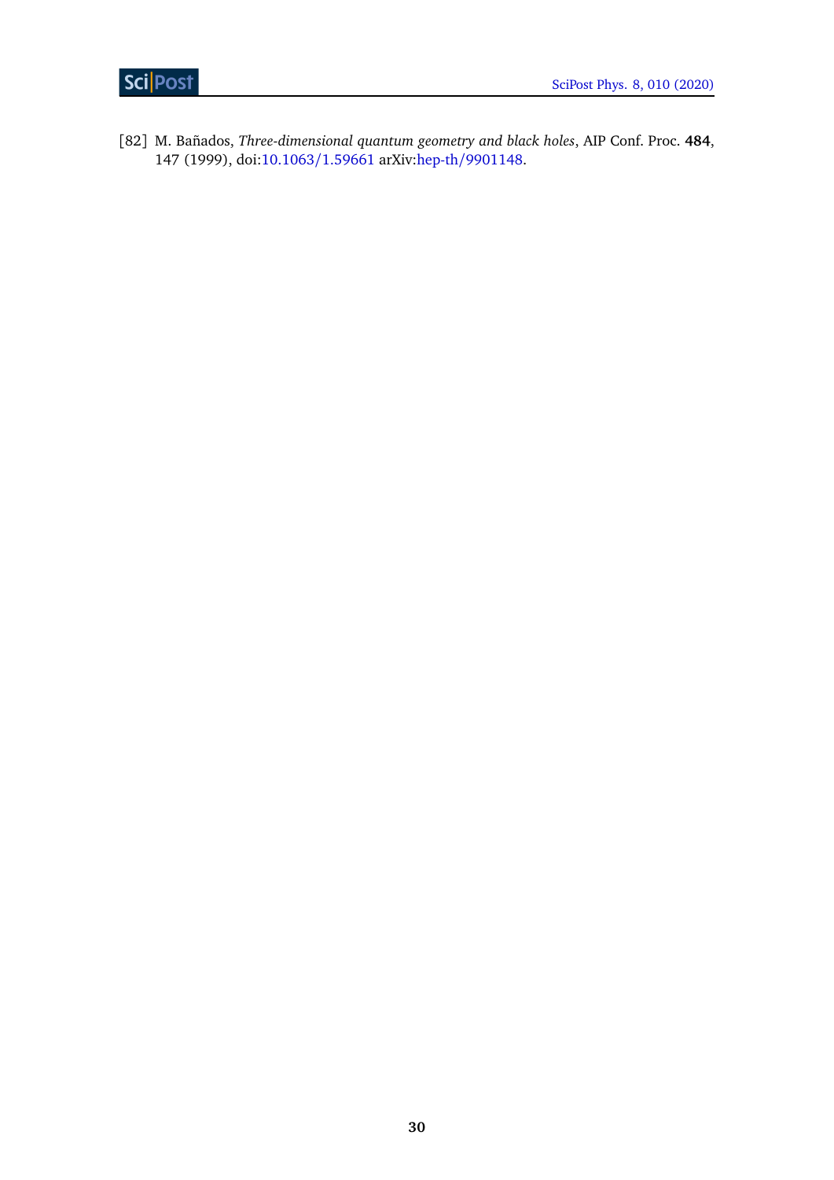[82] M. Bañados, *Three-dimensional quantum geometry and black holes*, AIP Conf. Proc. **484**, 147 (1999), doi:10.1063/1.59661 arXiv:hep-th/9901148.